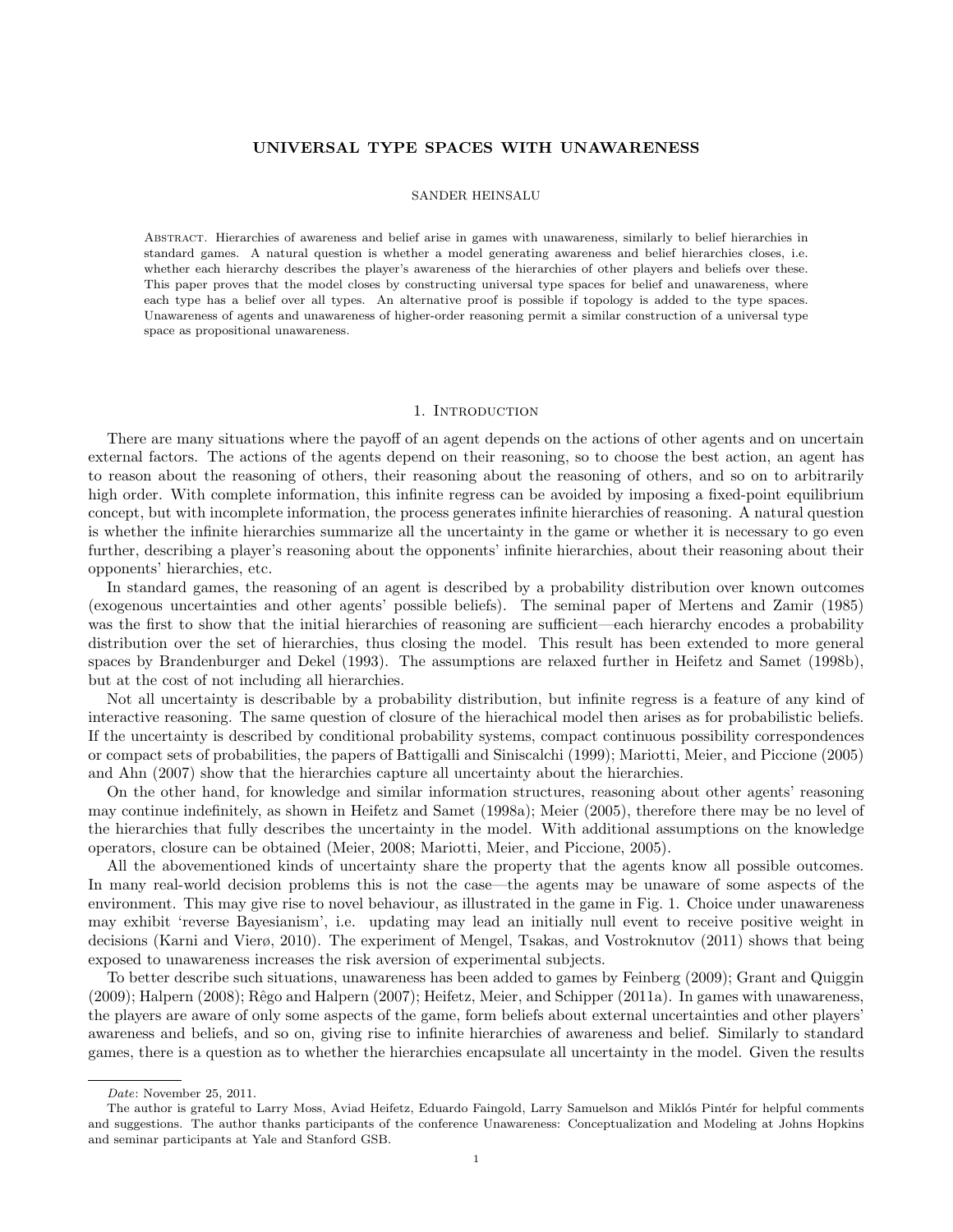# UNIVERSAL TYPE SPACES WITH UNAWARENESS

SANDER HEINSALU

Abstract. Hierarchies of awareness and belief arise in games with unawareness, similarly to belief hierarchies in standard games. A natural question is whether a model generating awareness and belief hierarchies closes, i.e. whether each hierarchy describes the player's awareness of the hierarchies of other players and beliefs over these. This paper proves that the model closes by constructing universal type spaces for belief and unawareness, where each type has a belief over all types. An alternative proof is possible if topology is added to the type spaces. Unawareness of agents and unawareness of higher-order reasoning permit a similar construction of a universal type space as propositional unawareness.

## 1. Introduction

There are many situations where the payoff of an agent depends on the actions of other agents and on uncertain external factors. The actions of the agents depend on their reasoning, so to choose the best action, an agent has to reason about the reasoning of others, their reasoning about the reasoning of others, and so on to arbitrarily high order. With complete information, this infinite regress can be avoided by imposing a fixed-point equilibrium concept, but with incomplete information, the process generates infinite hierarchies of reasoning. A natural question is whether the infinite hierarchies summarize all the uncertainty in the game or whether it is necessary to go even further, describing a player's reasoning about the opponents' infinite hierarchies, about their reasoning about their opponents' hierarchies, etc.

In standard games, the reasoning of an agent is described by a probability distribution over known outcomes (exogenous uncertainties and other agents' possible beliefs). The seminal paper of Mertens and Zamir (1985) was the first to show that the initial hierarchies of reasoning are sufficient—each hierarchy encodes a probability distribution over the set of hierarchies, thus closing the model. This result has been extended to more general spaces by Brandenburger and Dekel (1993). The assumptions are relaxed further in Heifetz and Samet (1998b), but at the cost of not including all hierarchies.

Not all uncertainty is describable by a probability distribution, but infinite regress is a feature of any kind of interactive reasoning. The same question of closure of the hierachical model then arises as for probabilistic beliefs. If the uncertainty is described by conditional probability systems, compact continuous possibility correspondences or compact sets of probabilities, the papers of Battigalli and Siniscalchi (1999); Mariotti, Meier, and Piccione (2005) and Ahn (2007) show that the hierarchies capture all uncertainty about the hierarchies.

On the other hand, for knowledge and similar information structures, reasoning about other agents' reasoning may continue indefinitely, as shown in Heifetz and Samet (1998a); Meier (2005), therefore there may be no level of the hierarchies that fully describes the uncertainty in the model. With additional assumptions on the knowledge operators, closure can be obtained (Meier, 2008; Mariotti, Meier, and Piccione, 2005).

All the abovementioned kinds of uncertainty share the property that the agents know all possible outcomes. In many real-world decision problems this is not the case—the agents may be unaware of some aspects of the environment. This may give rise to novel behaviour, as illustrated in the game in Fig. 1. Choice under unawareness may exhibit 'reverse Bayesianism', i.e. updating may lead an initially null event to receive positive weight in decisions (Karni and Vierø, 2010). The experiment of Mengel, Tsakas, and Vostroknutov (2011) shows that being exposed to unawareness increases the risk aversion of experimental subjects.

To better describe such situations, unawareness has been added to games by Feinberg (2009); Grant and Quiggin (2009); Halpern (2008); Rêgo and Halpern (2007); Heifetz, Meier, and Schipper (2011a). In games with unawareness, the players are aware of only some aspects of the game, form beliefs about external uncertainties and other players' awareness and beliefs, and so on, giving rise to infinite hierarchies of awareness and belief. Similarly to standard games, there is a question as to whether the hierarchies encapsulate all uncertainty in the model. Given the results

---

*Date*: November 25, 2011.

The author is grateful to Larry Moss, Aviad Heifetz, Eduardo Faingold, Larry Samuelson and Miklós Pintér for helpful comments and suggestions. The author thanks participants of the conference Unawareness: Conceptualization and Modeling at Johns Hopkins and seminar participants at Yale and Stanford GSB.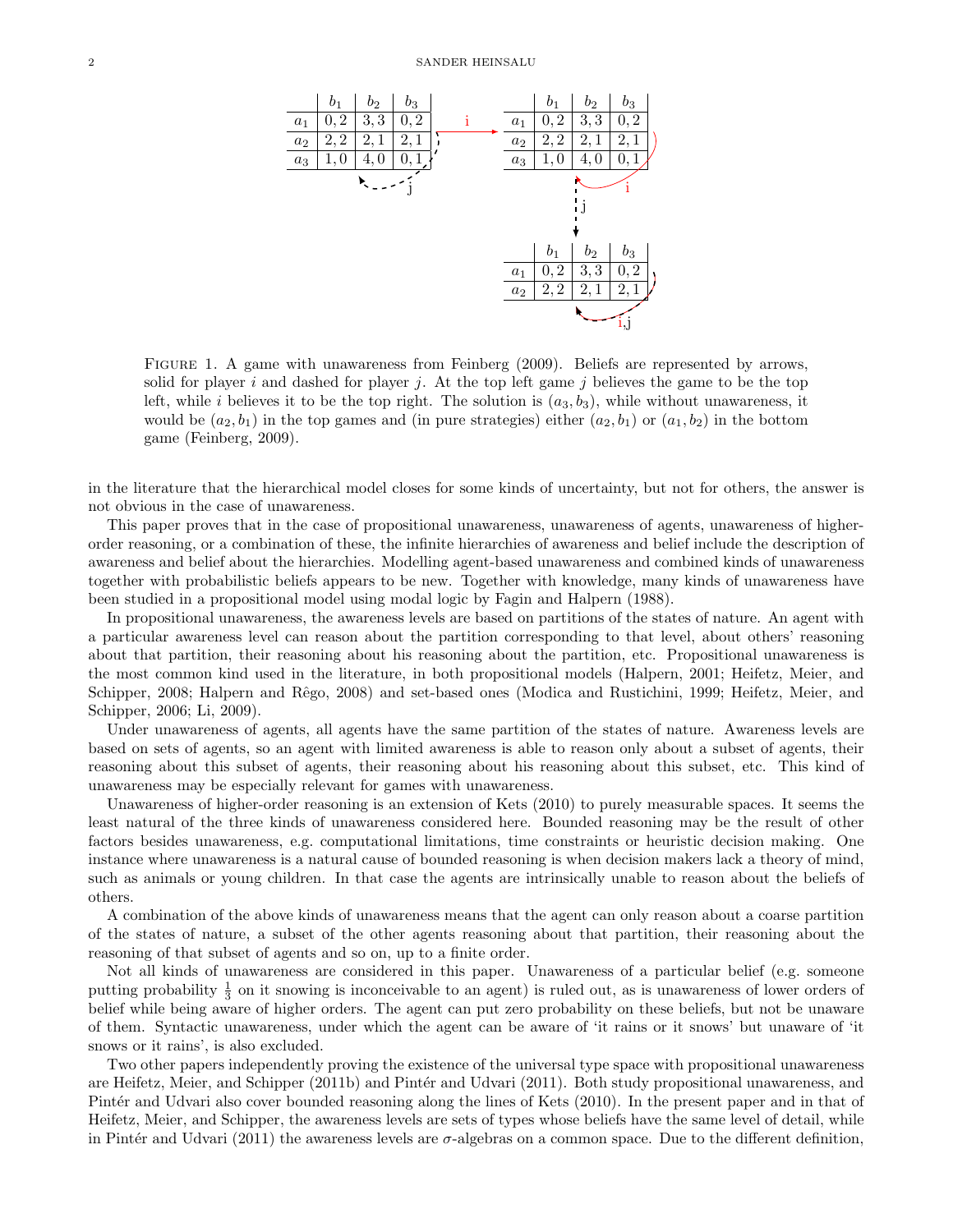|  | $b_1$ | $b_2$ | $b_3$ |
|---|---|---|---|
| $a_1$ | 0, 2 | 3, 3 | 0, 2 |
| $a_2$ | 2, 2 | 2, 1 | 2, 1 |
| $a_3$ | 1, 0 | 4, 0 | 0, 1 |

|  | $b_1$ | $b_2$ | $b_3$ |
|---|---|---|---|
| $a_1$ | 0, 2 | 3, 3 | 0, 2 |
| $a_2$ | 2, 2 | 2, 1 | 2, 1 |
| $a_3$ | 1, 0 | 4, 0 | 0, 1 |

|  | $b_1$ | $b_2$ | $b_3$ |
|---|---|---|---|
| $a_1$ | 0, 2 | 3, 3 | 0, 2 |
| $a_2$ | 2, 2 | 2, 1 | 2, 1 |

Figure 1. A game with unawareness from Feinberg (2009). Beliefs are represented by arrows, solid for player $i$ and dashed for player $j$. At the top left game $j$ believes the game to be the top left, while $i$ believes it to be the top right. The solution is $(a_3, b_3)$, while without unawareness, it would be $(a_2, b_1)$ in the top games and (in pure strategies) either $(a_2, b_1)$ or $(a_1, b_2)$ in the bottom game (Feinberg, 2009).

in the literature that the hierarchical model closes for some kinds of uncertainty, but not for others, the answer is not obvious in the case of unawareness.

This paper proves that in the case of propositional unawareness, unawareness of agents, unawareness of higher-order reasoning, or a combination of these, the infinite hierarchies of awareness and belief include the description of awareness and belief about the hierarchies. Modelling agent-based unawareness and combined kinds of unawareness together with probabilistic beliefs appears to be new. Together with knowledge, many kinds of unawareness have been studied in a propositional model using modal logic by Fagin and Halpern (1988).

In propositional unawareness, the awareness levels are based on partitions of the states of nature. An agent with a particular awareness level can reason about the partition corresponding to that level, about others' reasoning about that partition, their reasoning about his reasoning about the partition, etc. Propositional unawareness is the most common kind used in the literature, in both propositional models (Halpern, 2001; Heifetz, Meier, and Schipper, 2008; Halpern and Rêgo, 2008) and set-based ones (Modica and Rustichini, 1999; Heifetz, Meier, and Schipper, 2006; Li, 2009).

Under unawareness of agents, all agents have the same partition of the states of nature. Awareness levels are based on sets of agents, so an agent with limited awareness is able to reason only about a subset of agents, their reasoning about this subset of agents, their reasoning about his reasoning about this subset, etc. This kind of unawareness may be especially relevant for games with unawareness.

Unawareness of higher-order reasoning is an extension of Kets (2010) to purely measurable spaces. It seems the least natural of the three kinds of unawareness considered here. Bounded reasoning may be the result of other factors besides unawareness, e.g. computational limitations, time constraints or heuristic decision making. One instance where unawareness is a natural cause of bounded reasoning is when decision makers lack a theory of mind, such as animals or young children. In that case the agents are intrinsically unable to reason about the beliefs of others.

A combination of the above kinds of unawareness means that the agent can only reason about a coarse partition of the states of nature, a subset of the other agents reasoning about that partition, their reasoning about the reasoning of that subset of agents and so on, up to a finite order.

Not all kinds of unawareness are considered in this paper. Unawareness of a particular belief (e.g. someone putting probability $\frac{1}{3}$ on it snowing is inconceivable to an agent) is ruled out, as is unawareness of lower orders of belief while being aware of higher orders. The agent can put zero probability on these beliefs, but not be unaware of them. Syntactic unawareness, under which the agent can be aware of 'it rains or it snows' but unaware of 'it snows or it rains', is also excluded.

Two other papers independently proving the existence of the universal type space with propositional unawareness are Heifetz, Meier, and Schipper (2011b) and Pintér and Udvari (2011). Both study propositional unawareness, and Pintér and Udvari also cover bounded reasoning along the lines of Kets (2010). In the present paper and in that of Heifetz, Meier, and Schipper, the awareness levels are sets of types whose beliefs have the same level of detail, while in Pintér and Udvari (2011) the awareness levels are $\sigma$-algebras on a common space. Due to the different definition,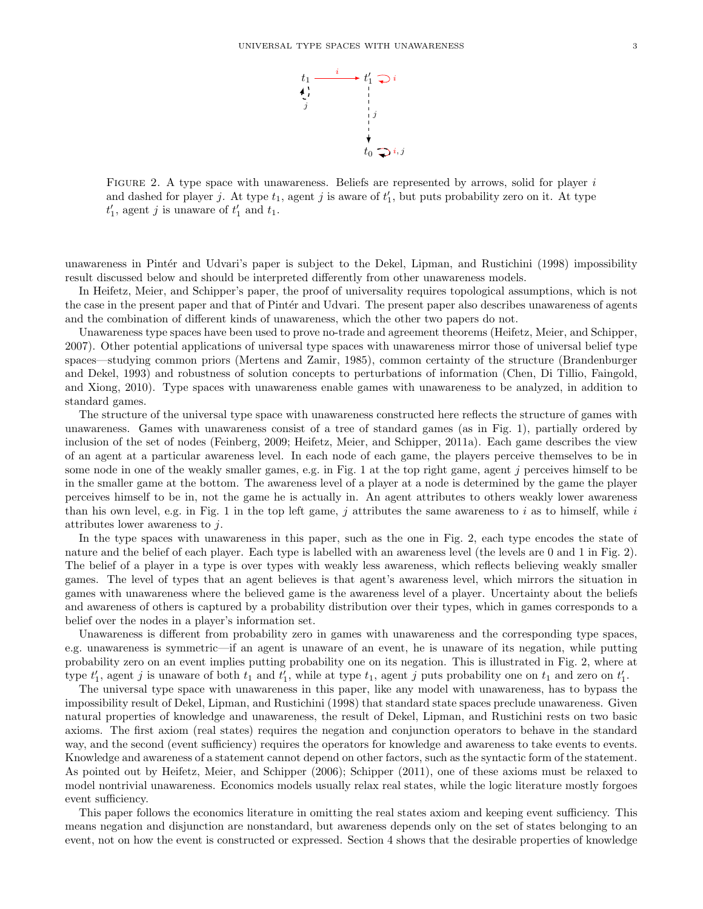FIGURE 2. A type space with unawareness. Beliefs are represented by arrows, solid for player $i$ and dashed for player $j$. At type $t_1$, agent $j$ is aware of $t'_1$, but puts probability zero on it. At type $t'_1$, agent $j$ is unaware of $t'_1$ and $t_1$.

unawareness in Pintér and Udvari's paper is subject to the Dekel, Lipman, and Rustichini (1998) impossibility result discussed below and should be interpreted differently from other unawareness models.

In Heifetz, Meier, and Schipper's paper, the proof of universality requires topological assumptions, which is not the case in the present paper and that of Pintér and Udvari. The present paper also describes unawareness of agents and the combination of different kinds of unawareness, which the other two papers do not.

Unawareness type spaces have been used to prove no-trade and agreement theorems (Heifetz, Meier, and Schipper, 2007). Other potential applications of universal type spaces with unawareness mirror those of universal belief type spaces—studying common priors (Mertens and Zamir, 1985), common certainty of the structure (Brandenburger and Dekel, 1993) and robustness of solution concepts to perturbations of information (Chen, Di Tillio, Faingold, and Xiong, 2010). Type spaces with unawareness enable games with unawareness to be analyzed, in addition to standard games.

The structure of the universal type space with unawareness constructed here reflects the structure of games with unawareness. Games with unawareness consist of a tree of standard games (as in Fig. 1), partially ordered by inclusion of the set of nodes (Feinberg, 2009; Heifetz, Meier, and Schipper, 2011a). Each game describes the view of an agent at a particular awareness level. In each node of each game, the players perceive themselves to be in some node in one of the weakly smaller games, e.g. in Fig. 1 at the top right game, agent $j$ perceives himself to be in the smaller game at the bottom. The awareness level of a player at a node is determined by the game the player perceives himself to be in, not the game he is actually in. An agent attributes to others weakly lower awareness than his own level, e.g. in Fig. 1 in the top left game, $j$ attributes the same awareness to $i$ as to himself, while $i$ attributes lower awareness to $j$.

In the type spaces with unawareness in this paper, such as the one in Fig. 2, each type encodes the state of nature and the belief of each player. Each type is labelled with an awareness level (the levels are 0 and 1 in Fig. 2). The belief of a player in a type is over types with weakly less awareness, which reflects believing weakly smaller games. The level of types that an agent believes is that agent's awareness level, which mirrors the situation in games with unawareness where the believed game is the awareness level of a player. Uncertainty about the beliefs and awareness of others is captured by a probability distribution over their types, which in games corresponds to a belief over the nodes in a player's information set.

Unawareness is different from probability zero in games with unawareness and the corresponding type spaces, e.g. unawareness is symmetric—if an agent is unaware of an event, he is unaware of its negation, while putting probability zero on an event implies putting probability one on its negation. This is illustrated in Fig. 2, where at type $t'_1$, agent $j$ is unaware of both $t_1$ and $t'_1$, while at type $t_1$, agent $j$ puts probability one on $t_1$ and zero on $t'_1$.

The universal type space with unawareness in this paper, like any model with unawareness, has to bypass the impossibility result of Dekel, Lipman, and Rustichini (1998) that standard state spaces preclude unawareness. Given natural properties of knowledge and unawareness, the result of Dekel, Lipman, and Rustichini rests on two basic axioms. The first axiom (real states) requires the negation and conjunction operators to behave in the standard way, and the second (event sufficiency) requires the operators for knowledge and awareness to take events to events. Knowledge and awareness of a statement cannot depend on other factors, such as the syntactic form of the statement. As pointed out by Heifetz, Meier, and Schipper (2006); Schipper (2011), one of these axioms must be relaxed to model nontrivial unawareness. Economics models usually relax real states, while the logic literature mostly forgoes event sufficiency.

This paper follows the economics literature in omitting the real states axiom and keeping event sufficiency. This means negation and disjunction are nonstandard, but awareness depends only on the set of states belonging to an event, not on how the event is constructed or expressed. Section 4 shows that the desirable properties of knowledge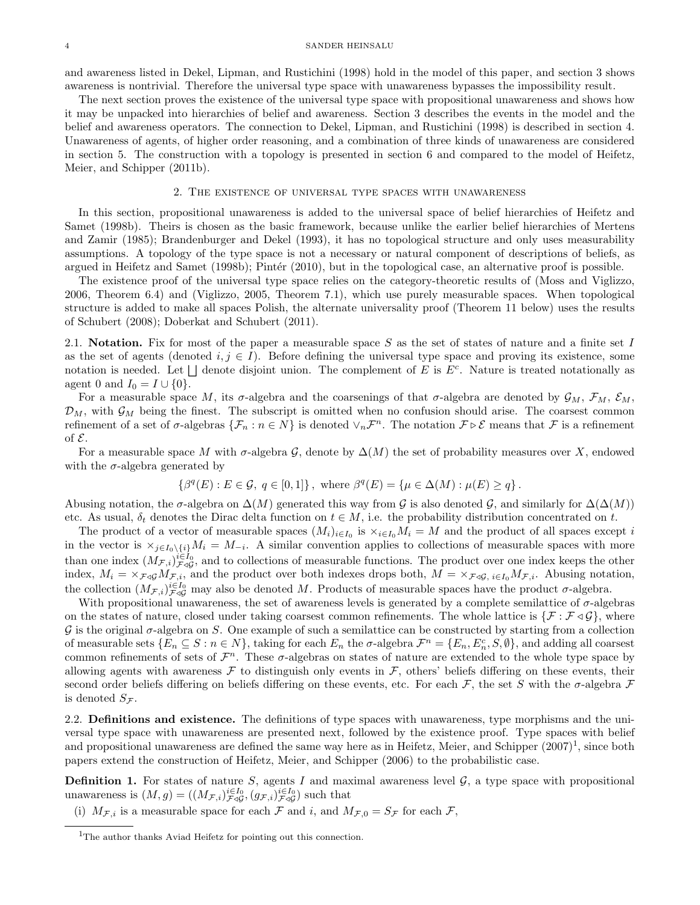and awareness listed in Dekel, Lipman, and Rustichini (1998) hold in the model of this paper, and section 3 shows awareness is nontrivial. Therefore the universal type space with unawareness bypasses the impossibility result.

The next section proves the existence of the universal type space with propositional unawareness and shows how it may be unpacked into hierarchies of belief and awareness. Section 3 describes the events in the model and the belief and awareness operators. The connection to Dekel, Lipman, and Rustichini (1998) is described in section 4. Unawareness of agents, of higher order reasoning, and a combination of three kinds of unawareness are considered in section 5. The construction with a topology is presented in section 6 and compared to the model of Heifetz, Meier, and Schipper (2011b).

## 2. The existence of universal type spaces with unawareness

In this section, propositional unawareness is added to the universal space of belief hierarchies of Heifetz and Samet (1998b). Theirs is chosen as the basic framework, because unlike the earlier belief hierarchies of Mertens and Zamir (1985); Brandenburger and Dekel (1993), it has no topological structure and only uses measurability assumptions. A topology of the type space is not a necessary or natural component of descriptions of beliefs, as argued in Heifetz and Samet (1998b); Pintér (2010), but in the topological case, an alternative proof is possible.

The existence proof of the universal type space relies on the category-theoretic results of (Moss and Viglizzo, 2006, Theorem 6.4) and (Viglizzo, 2005, Theorem 7.1), which use purely measurable spaces. When topological structure is added to make all spaces Polish, the alternate universality proof (Theorem 11 below) uses the results of Schubert (2008); Doberkat and Schubert (2011).

**2.1. Notation.** Fix for most of the paper a measurable space $S$ as the set of states of nature and a finite set $I$ as the set of agents (denoted $i, j \in I$). Before defining the universal type space and proving its existence, some notation is needed. Let $\bigsqcup$ denote disjoint union. The complement of $E$ is $E^c$. Nature is treated notationally as agent 0 and $I_0 = I \cup \{0\}$.

For a measurable space $M$, its $\sigma$-algebra and the coarsenings of that $\sigma$-algebra are denoted by $\mathcal{G}_M$, $\mathcal{F}_M$, $\mathcal{E}_M$, $\mathcal{D}_M$, with $\mathcal{G}_M$ being the finest. The subscript is omitted when no confusion should arise. The coarsest common refinement of a set of $\sigma$-algebras $\{\mathcal{F}_n : n \in N\}$ is denoted $\vee_n \mathcal{F}^n$. The notation $\mathcal{F} \triangleright \mathcal{E}$ means that $\mathcal{F}$ is a refinement of $\mathcal{E}$.

For a measurable space $M$ with $\sigma$-algebra $\mathcal{G}$, denote by $\Delta(M)$ the set of probability measures over $X$, endowed with the $\sigma$-algebra generated by

$$\{\beta^q(E) : E \in \mathcal{G},\ q \in [0,1]\},\ \text{where } \beta^q(E) = \{\mu \in \Delta(M) : \mu(E) \geq q\}.$$

Abusing notation, the $\sigma$-algebra on $\Delta(M)$ generated this way from $\mathcal{G}$ is also denoted $\mathcal{G}$, and similarly for $\Delta(\Delta(M))$ etc. As usual, $\delta_t$ denotes the Dirac delta function on $t \in M$, i.e. the probability distribution concentrated on $t$.

The product of a vector of measurable spaces $(M_i)_{i\in I_0}$ is $\times_{i\in I_0} M_i = M$ and the product of all spaces except $i$ in the vector is $\times_{j\in I_0\setminus\{i\}} M_i = M_{-i}$. A similar convention applies to collections of measurable spaces with more than one index $(M_{\mathcal{F},i})^{i\in I_0}_{\mathcal{F}\triangleleft\mathcal{G}}$, and to collections of measurable functions. The product over one index keeps the other index, $M_i = \times_{\mathcal{F}\triangleleft\mathcal{G}} M_{\mathcal{F},i}$, and the product over both indexes drops both, $M = \times_{\mathcal{F}\triangleleft\mathcal{G},\ i\in I_0} M_{\mathcal{F},i}$. Abusing notation, the collection $(M_{\mathcal{F},i})^{i\in I_0}_{\mathcal{F}\triangleleft\mathcal{G}}$ may also be denoted $M$. Products of measurable spaces have the product $\sigma$-algebra.

With propositional unawareness, the set of awareness levels is generated by a complete semilattice of $\sigma$-algebras on the states of nature, closed under taking coarsest common refinements. The whole lattice is $\{\mathcal{F} : \mathcal{F} \triangleleft \mathcal{G}\}$, where $\mathcal{G}$ is the original $\sigma$-algebra on $S$. One example of such a semilattice can be constructed by starting from a collection of measurable sets $\{E_n \subseteq S : n \in N\}$, taking for each $E_n$ the $\sigma$-algebra $\mathcal{F}^n = \{E_n, E_n^c, S, \emptyset\}$, and adding all coarsest common refinements of sets of $\mathcal{F}^n$. These $\sigma$-algebras on states of nature are extended to the whole type space by allowing agents with awareness $\mathcal{F}$ to distinguish only events in $\mathcal{F}$, others' beliefs differing on these events, their second order beliefs differing on beliefs differing on these events, etc. For each $\mathcal{F}$, the set $S$ with the $\sigma$-algebra $\mathcal{F}$ is denoted $S_{\mathcal{F}}$.

**2.2. Definitions and existence.** The definitions of type spaces with unawareness, type morphisms and the universal type space with unawareness are presented next, followed by the existence proof. Type spaces with belief and propositional unawareness are defined the same way here as in Heifetz, Meier, and Schipper (2007)[1], since both papers extend the construction of Heifetz, Meier, and Schipper (2006) to the probabilistic case.

**Definition 1.** For states of nature $S$, agents $I$ and maximal awareness level $\mathcal{G}$, a type space with propositional unawareness is $(M, g) = ((M_{\mathcal{F},i})^{i\in I_0}_{\mathcal{F}\triangleleft\mathcal{G}}, (g_{\mathcal{F},i})^{i\in I_0}_{\mathcal{F}\triangleleft\mathcal{G}})$ such that

(i) $M_{\mathcal{F},i}$ is a measurable space for each $\mathcal{F}$ and $i$, and $M_{\mathcal{F},0} = S_{\mathcal{F}}$ for each $\mathcal{F}$,

[1] The author thanks Aviad Heifetz for pointing out this connection.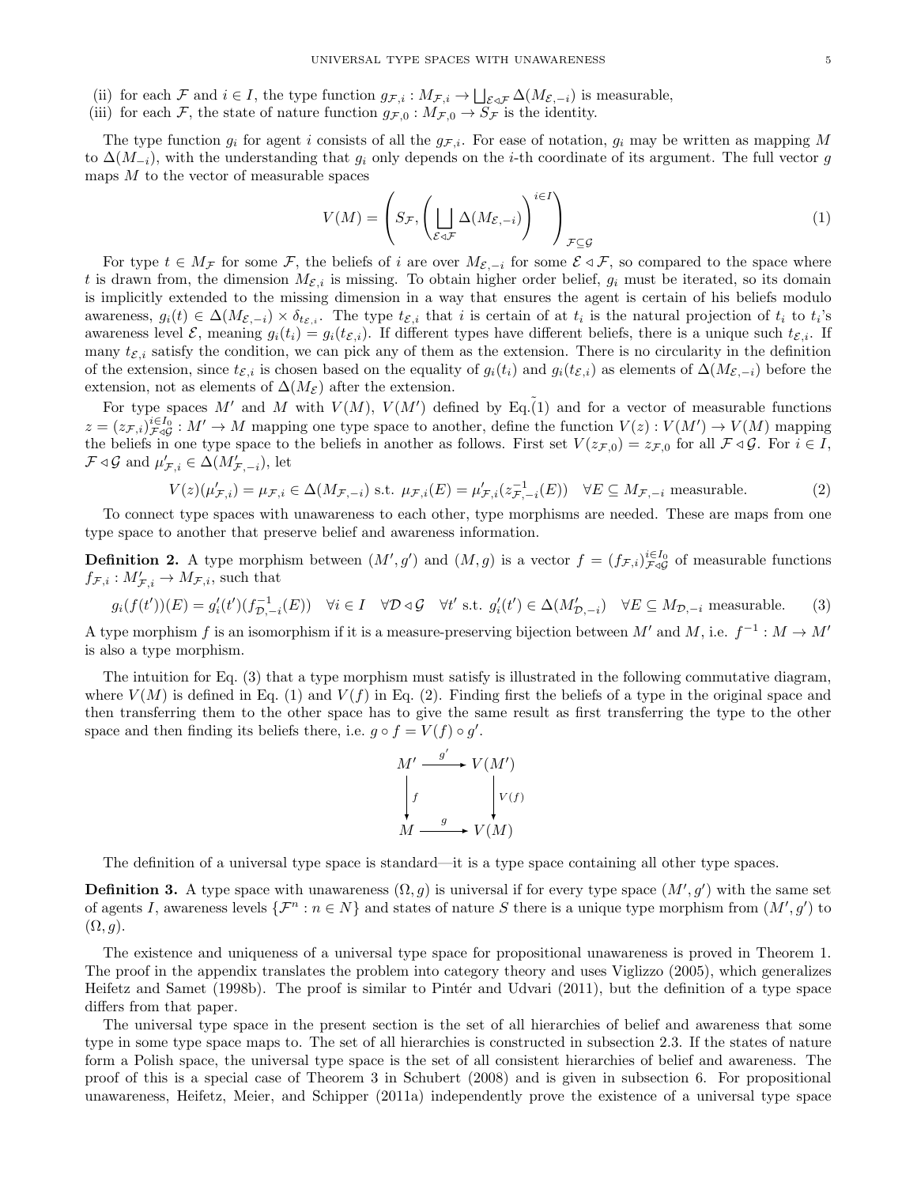(ii) for each $\mathcal{F}$ and $i \in I$, the type function $g_{\mathcal{F},i} : M_{\mathcal{F},i} \to \bigsqcup_{\mathcal{E} \lhd \mathcal{F}} \Delta(M_{\mathcal{E},-i})$ is measurable,
(iii) for each $\mathcal{F}$, the state of nature function $g_{\mathcal{F},0} : M_{\mathcal{F},0} \to S_{\mathcal{F}}$ is the identity.

The type function $g_i$ for agent $i$ consists of all the $g_{\mathcal{F},i}$. For ease of notation, $g_i$ may be written as mapping $M$ to $\Delta(M_{-i})$, with the understanding that $g_i$ only depends on the $i$-th coordinate of its argument. The full vector $g$ maps $M$ to the vector of measurable spaces

$$V(M) = \left( S_{\mathcal{F}}, \left( \bigsqcup_{\mathcal{E} \lhd \mathcal{F}} \Delta(M_{\mathcal{E},-i}) \right)^{i \in I} \right)_{\mathcal{F} \subseteq \mathcal{G}} \tag{1}$$

For type $t \in M_{\mathcal{F}}$ for some $\mathcal{F}$, the beliefs of $i$ are over $M_{\mathcal{E},-i}$ for some $\mathcal{E} \lhd \mathcal{F}$, so compared to the space where $t$ is drawn from, the dimension $M_{\mathcal{E},i}$ is missing. To obtain higher order belief, $g_i$ must be iterated, so its domain is implicitly extended to the missing dimension in a way that ensures the agent is certain of his beliefs modulo awareness, $g_i(t) \in \Delta(M_{\mathcal{E},-i}) \times \delta_{t_{\mathcal{E},i}}$. The type $t_{\mathcal{E},i}$ that $i$ is certain of at $t_i$ is the natural projection of $t_i$ to $t_i$'s awareness level $\mathcal{E}$, meaning $g_i(t_i) = g_i(t_{\mathcal{E},i})$. If different types have different beliefs, there is a unique such $t_{\mathcal{E},i}$. If many $t_{\mathcal{E},i}$ satisfy the condition, we can pick any of them as the extension. There is no circularity in the definition of the extension, since $t_{\mathcal{E},i}$ is chosen based on the equality of $g_i(t_i)$ and $g_i(t_{\mathcal{E},i})$ as elements of $\Delta(M_{\mathcal{E},-i})$ before the extension, not as elements of $\Delta(M_{\mathcal{E}})$ after the extension.

For type spaces $M'$ and $M$ with $V(M)$, $V(M')$ defined by Eq.~(1) and for a vector of measurable functions $z = (z_{\mathcal{F},i})_{\mathcal{F} \lhd \mathcal{G}}^{i \in I_0} : M' \to M$ mapping one type space to another, define the function $V(z) : V(M') \to V(M)$ mapping the beliefs in one type space to the beliefs in another as follows. First set $V(z_{\mathcal{F},0}) = z_{\mathcal{F},0}$ for all $\mathcal{F} \lhd \mathcal{G}$. For $i \in I$, $\mathcal{F} \lhd \mathcal{G}$ and $\mu'_{\mathcal{F},i} \in \Delta(M'_{\mathcal{F},-i})$, let

$$V(z)(\mu'_{\mathcal{F},i}) = \mu_{\mathcal{F},i} \in \Delta(M_{\mathcal{F},-i}) \text{ s.t. } \mu_{\mathcal{F},i}(E) = \mu'_{\mathcal{F},i}(z^{-1}_{\mathcal{F},-i}(E)) \quad \forall E \subseteq M_{\mathcal{F},-i} \text{ measurable.} \tag{2}$$

To connect type spaces with unawareness to each other, type morphisms are needed. These are maps from one type space to another that preserve belief and awareness information.

**Definition 2.** A type morphism between $(M', g')$ and $(M, g)$ is a vector $f = (f_{\mathcal{F},i})_{\mathcal{F} \lhd \mathcal{G}}^{i \in I_0}$ of measurable functions $f_{\mathcal{F},i} : M'_{\mathcal{F},i} \to M_{\mathcal{F},i}$, such that

$$g_i(f(t'))(E) = g'_i(t')(f^{-1}_{\mathcal{D},-i}(E)) \quad \forall i \in I \quad \forall \mathcal{D} \lhd \mathcal{G} \quad \forall t' \text{ s.t. } g'_i(t') \in \Delta(M'_{\mathcal{D},-i}) \quad \forall E \subseteq M_{\mathcal{D},-i} \text{ measurable.} \tag{3}$$

A type morphism $f$ is an isomorphism if it is a measure-preserving bijection between $M'$ and $M$, i.e. $f^{-1} : M \to M'$ is also a type morphism.

The intuition for Eq. (3) that a type morphism must satisfy is illustrated in the following commutative diagram, where $V(M)$ is defined in Eq. (1) and $V(f)$ in Eq. (2). Finding first the beliefs of a type in the original space and then transferring them to the other space has to give the same result as first transferring the type to the other space and then finding its beliefs there, i.e. $g \circ f = V(f) \circ g'$.

$$\begin{array}{ccc} M' & \xrightarrow{g'} & V(M') \\ \downarrow f & & \downarrow V(f) \\ M & \xrightarrow{g} & V(M) \end{array}$$

The definition of a universal type space is standard—it is a type space containing all other type spaces.

**Definition 3.** A type space with unawareness $(\Omega, g)$ is universal if for every type space $(M', g')$ with the same set of agents $I$, awareness levels $\{\mathcal{F}^n : n \in N\}$ and states of nature $S$ there is a unique type morphism from $(M', g')$ to $(\Omega, g)$.

The existence and uniqueness of a universal type space for propositional unawareness is proved in Theorem 1. The proof in the appendix translates the problem into category theory and uses Viglizzo (2005), which generalizes Heifetz and Samet (1998b). The proof is similar to Pintér and Udvari (2011), but the definition of a type space differs from that paper.

The universal type space in the present section is the set of all hierarchies of belief and awareness that some type in some type space maps to. The set of all hierarchies is constructed in subsection 2.3. If the states of nature form a Polish space, the universal type space is the set of all consistent hierarchies of belief and awareness. The proof of this is a special case of Theorem 3 in Schubert (2008) and is given in subsection 6. For propositional unawareness, Heifetz, Meier, and Schipper (2011a) independently prove the existence of a universal type space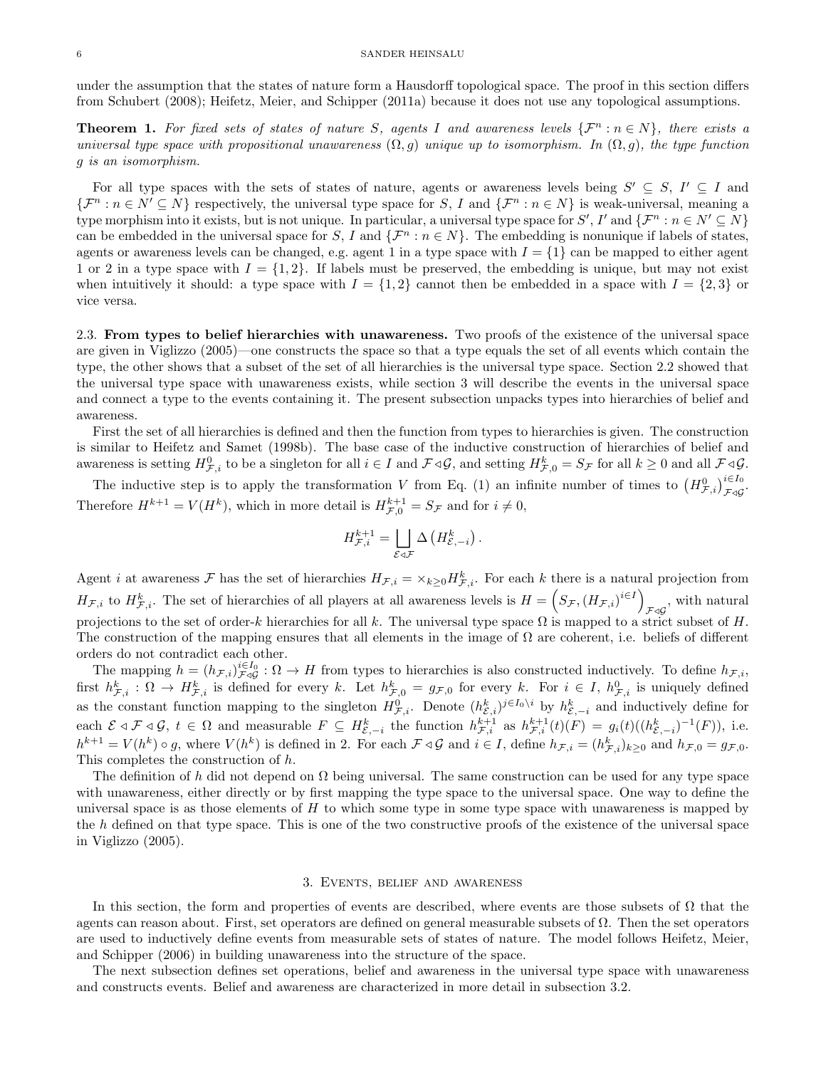under the assumption that the states of nature form a Hausdorff topological space. The proof in this section differs from Schubert (2008); Heifetz, Meier, and Schipper (2011a) because it does not use any topological assumptions.

**Theorem 1.** *For fixed sets of states of nature $S$, agents $I$ and awareness levels $\{\mathcal{F}^n : n \in N\}$, there exists a universal type space with propositional unawareness $(\Omega, g)$ unique up to isomorphism. In $(\Omega, g)$, the type function $g$ is an isomorphism.*

For all type spaces with the sets of states of nature, agents or awareness levels being $S' \subseteq S$, $I' \subseteq I$ and $\{\mathcal{F}^n : n \in N' \subseteq N\}$ respectively, the universal type space for $S$, $I$ and $\{\mathcal{F}^n : n \in N\}$ is weak-universal, meaning a type morphism into it exists, but is not unique. In particular, a universal type space for $S'$, $I'$ and $\{\mathcal{F}^n : n \in N' \subseteq N\}$ can be embedded in the universal space for $S$, $I$ and $\{\mathcal{F}^n : n \in N\}$. The embedding is nonunique if labels of states, agents or awareness levels can be changed, e.g. agent 1 in a type space with $I = \{1\}$ can be mapped to either agent 1 or 2 in a type space with $I = \{1, 2\}$. If labels must be preserved, the embedding is unique, but may not exist when intuitively it should: a type space with $I = \{1, 2\}$ cannot then be embedded in a space with $I = \{2, 3\}$ or vice versa.

### 2.3. From types to belief hierarchies with unawareness.

Two proofs of the existence of the universal space are given in Viglizzo (2005)—one constructs the space so that a type equals the set of all events which contain the type, the other shows that a subset of the set of all hierarchies is the universal type space. Section 2.2 showed that the universal type space with unawareness exists, while section 3 will describe the events in the universal space and connect a type to the events containing it. The present subsection unpacks types into hierarchies of belief and awareness.

First the set of all hierarchies is defined and then the function from types to hierarchies is given. The construction is similar to Heifetz and Samet (1998b). The base case of the inductive construction of hierarchies of belief and awareness is setting $H^0_{\mathcal{F},i}$ to be a singleton for all $i \in I$ and $\mathcal{F} \triangleleft \mathcal{G}$, and setting $H^k_{\mathcal{F},0} = S_{\mathcal{F}}$ for all $k \geq 0$ and all $\mathcal{F} \triangleleft \mathcal{G}$.

The inductive step is to apply the transformation $V$ from Eq. (1) an infinite number of times to $\left(H^0_{\mathcal{F},i}\right)^{i \in I_0}_{\mathcal{F} \triangleleft \mathcal{G}}$. Therefore $H^{k+1} = V(H^k)$, which in more detail is $H^{k+1}_{\mathcal{F},0} = S_{\mathcal{F}}$ and for $i \neq 0$,

$$H^{k+1}_{\mathcal{F},i} = \bigsqcup_{\mathcal{E} \triangleleft \mathcal{F}} \Delta\left(H^k_{\mathcal{E},-i}\right).$$

Agent $i$ at awareness $\mathcal{F}$ has the set of hierarchies $H_{\mathcal{F},i} = \times_{k \geq 0} H^k_{\mathcal{F},i}$. For each $k$ there is a natural projection from $H_{\mathcal{F},i}$ to $H^k_{\mathcal{F},i}$. The set of hierarchies of all players at all awareness levels is $H = \left(S_{\mathcal{F}}, (H_{\mathcal{F},i})^{i \in I}\right)_{\mathcal{F} \triangleleft \mathcal{G}}$, with natural projections to the set of order-$k$ hierarchies for all $k$. The universal type space $\Omega$ is mapped to a strict subset of $H$. The construction of the mapping ensures that all elements in the image of $\Omega$ are coherent, i.e. beliefs of different orders do not contradict each other.

The mapping $h = (h_{\mathcal{F},i})^{i \in I_0}_{\mathcal{F} \triangleleft \mathcal{G}} : \Omega \to H$ from types to hierarchies is also constructed inductively. To define $h_{\mathcal{F},i}$, first $h^k_{\mathcal{F},i} : \Omega \to H^k_{\mathcal{F},i}$ is defined for every $k$. Let $h^k_{\mathcal{F},0} = g_{\mathcal{F},0}$ for every $k$. For $i \in I$, $h^0_{\mathcal{F},i}$ is uniquely defined as the constant function mapping to the singleton $H^0_{\mathcal{F},i}$. Denote $(h^k_{\mathcal{E},i})^{j \in I_0 \setminus i}$ by $h^k_{\mathcal{E},-i}$ and inductively define for each $\mathcal{E} \triangleleft \mathcal{F} \triangleleft \mathcal{G}$, $t \in \Omega$ and measurable $F \subseteq H^k_{\mathcal{E},-i}$ the function $h^{k+1}_{\mathcal{F},i}$ as $h^{k+1}_{\mathcal{F},i}(t)(F) = g_i(t)((h^k_{\mathcal{E},-i})^{-1}(F))$, i.e. $h^{k+1} = V(h^k) \circ g$, where $V(h^k)$ is defined in 2. For each $\mathcal{F} \triangleleft \mathcal{G}$ and $i \in I$, define $h_{\mathcal{F},i} = (h^k_{\mathcal{F},i})_{k \geq 0}$ and $h_{\mathcal{F},0} = g_{\mathcal{F},0}$. This completes the construction of $h$.

The definition of $h$ did not depend on $\Omega$ being universal. The same construction can be used for any type space with unawareness, either directly or by first mapping the type space to the universal space. One way to define the universal space is as those elements of $H$ to which some type in some type space with unawareness is mapped by the $h$ defined on that type space. This is one of the two constructive proofs of the existence of the universal space in Viglizzo (2005).

## 3. Events, belief and awareness

In this section, the form and properties of events are described, where events are those subsets of $\Omega$ that the agents can reason about. First, set operators are defined on general measurable subsets of $\Omega$. Then the set operators are used to inductively define events from measurable sets of states of nature. The model follows Heifetz, Meier, and Schipper (2006) in building unawareness into the structure of the space.

The next subsection defines set operations, belief and awareness in the universal type space with unawareness and constructs events. Belief and awareness are characterized in more detail in subsection 3.2.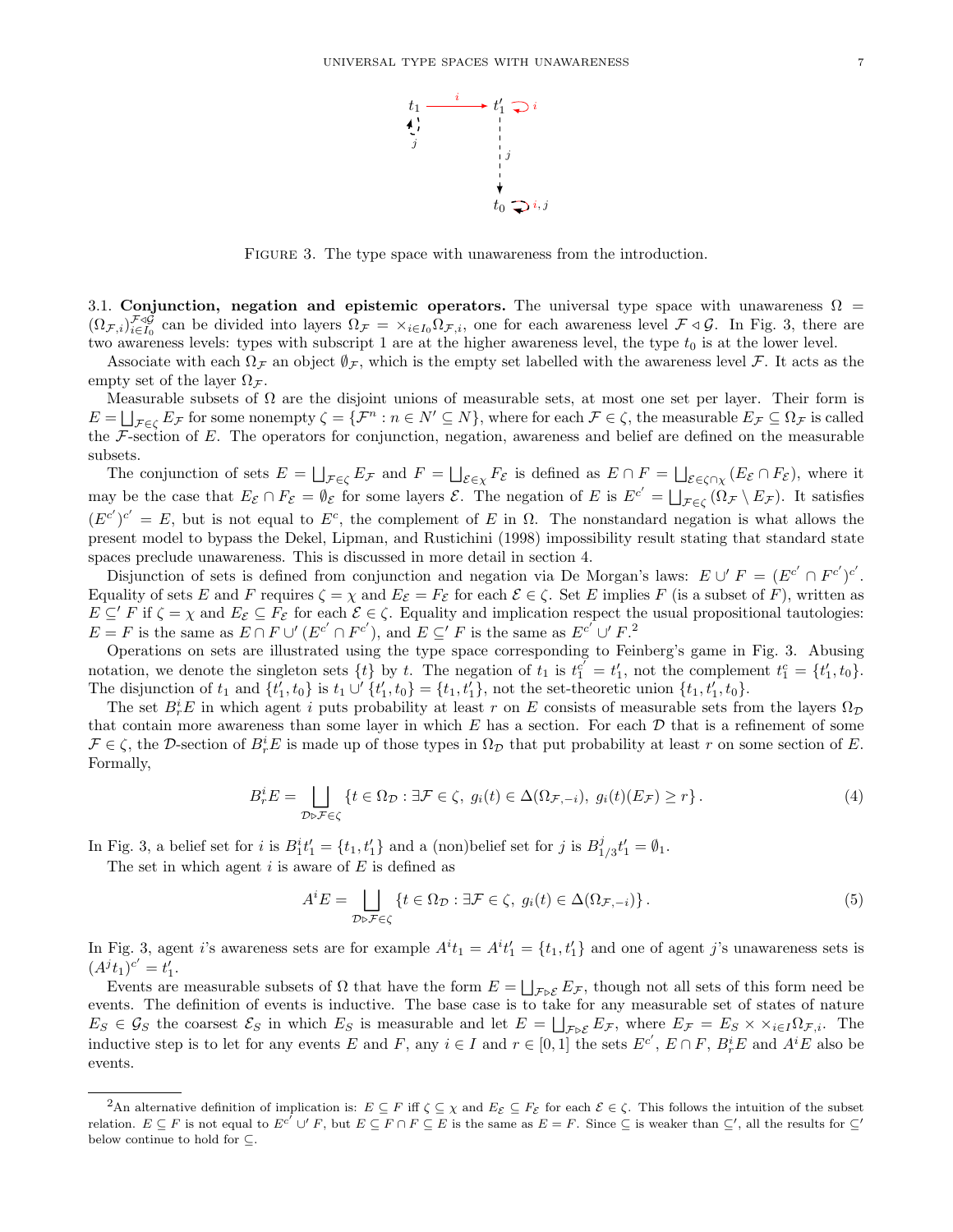Figure 3. The type space with unawareness from the introduction.

3.1. **Conjunction, negation and epistemic operators.** The universal type space with unawareness $\Omega = (\Omega_{\mathcal{F},i})_{i\in I_0}^{\mathcal{F}\lhd\mathcal{G}}$ can be divided into layers $\Omega_{\mathcal{F}} = \times_{i\in I_0}\Omega_{\mathcal{F},i}$, one for each awareness level $\mathcal{F}\lhd\mathcal{G}$. In Fig. 3, there are two awareness levels: types with subscript 1 are at the higher awareness level, the type $t_0$ is at the lower level.

Associate with each $\Omega_{\mathcal{F}}$ an object $\emptyset_{\mathcal{F}}$, which is the empty set labelled with the awareness level $\mathcal{F}$. It acts as the empty set of the layer $\Omega_{\mathcal{F}}$.

Measurable subsets of $\Omega$ are the disjoint unions of measurable sets, at most one set per layer. Their form is $E = \bigsqcup_{\mathcal{F}\in\zeta} E_{\mathcal{F}}$ for some nonempty $\zeta = \{\mathcal{F}^n : n \in N' \subseteq N\}$, where for each $\mathcal{F}\in\zeta$, the measurable $E_{\mathcal{F}} \subseteq \Omega_{\mathcal{F}}$ is called the $\mathcal{F}$-section of $E$. The operators for conjunction, negation, awareness and belief are defined on the measurable subsets.

The conjunction of sets $E = \bigsqcup_{\mathcal{F}\in\zeta} E_{\mathcal{F}}$ and $F = \bigsqcup_{\mathcal{E}\in\chi} F_{\mathcal{E}}$ is defined as $E \cap F = \bigsqcup_{\mathcal{E}\in\zeta\cap\chi}(E_{\mathcal{E}} \cap F_{\mathcal{E}})$, where it may be the case that $E_{\mathcal{E}} \cap F_{\mathcal{E}} = \emptyset_{\mathcal{E}}$ for some layers $\mathcal{E}$. The negation of $E$ is $E^{c'} = \bigsqcup_{\mathcal{F}\in\zeta}(\Omega_{\mathcal{F}} \setminus E_{\mathcal{F}})$. It satisfies $(E^{c'})^{c'} = E$, but is not equal to $E^c$, the complement of $E$ in $\Omega$. The nonstandard negation is what allows the present model to bypass the Dekel, Lipman, and Rustichini (1998) impossibility result stating that standard state spaces preclude unawareness. This is discussed in more detail in section 4.

Disjunction of sets is defined from conjunction and negation via De Morgan's laws: $E \cup' F = (E^{c'} \cap F^{c'})^{c'}$. Equality of sets $E$ and $F$ requires $\zeta = \chi$ and $E_{\mathcal{E}} = F_{\mathcal{E}}$ for each $\mathcal{E}\in\zeta$. Set $E$ implies $F$ (is a subset of $F$), written as $E \subseteq' F$ if $\zeta = \chi$ and $E_{\mathcal{E}} \subseteq F_{\mathcal{E}}$ for each $\mathcal{E}\in\zeta$. Equality and implication respect the usual propositional tautologies: $E = F$ is the same as $E \cap F \cup' (E^{c'} \cap F^{c'})$, and $E \subseteq' F$ is the same as $E^{c'} \cup' F$.[2]

Operations on sets are illustrated using the type space corresponding to Feinberg's game in Fig. 3. Abusing notation, we denote the singleton sets $\{t\}$ by $t$. The negation of $t_1$ is $t_1^{c'} = t_1'$, not the complement $t_1^c = \{t_1', t_0\}$. The disjunction of $t_1$ and $\{t_1', t_0\}$ is $t_1 \cup' \{t_1', t_0\} = \{t_1, t_1'\}$, not the set-theoretic union $\{t_1, t_1', t_0\}$.

The set $B_r^i E$ in which agent $i$ puts probability at least $r$ on $E$ consists of measurable sets from the layers $\Omega_{\mathcal{D}}$ that contain more awareness than some layer in which $E$ has a section. For each $\mathcal{D}$ that is a refinement of some $\mathcal{F}\in\zeta$, the $\mathcal{D}$-section of $B_r^i E$ is made up of those types in $\Omega_{\mathcal{D}}$ that put probability at least $r$ on some section of $E$. Formally,

$$B_r^i E = \bigsqcup_{\mathcal{D}\rhd\mathcal{F}\in\zeta} \{t \in \Omega_{\mathcal{D}} : \exists \mathcal{F}\in\zeta,\ g_i(t) \in \Delta(\Omega_{\mathcal{F},-i}),\ g_i(t)(E_{\mathcal{F}}) \geq r\}. \tag{4}$$

In Fig. 3, a belief set for $i$ is $B_1^i t_1' = \{t_1, t_1'\}$ and a (non)belief set for $j$ is $B_{1/3}^j t_1' = \emptyset_1$.

The set in which agent $i$ is aware of $E$ is defined as

$$A^i E = \bigsqcup_{\mathcal{D}\rhd\mathcal{F}\in\zeta} \{t \in \Omega_{\mathcal{D}} : \exists \mathcal{F}\in\zeta,\ g_i(t) \in \Delta(\Omega_{\mathcal{F},-i})\}. \tag{5}$$

In Fig. 3, agent $i$'s awareness sets are for example $A^i t_1 = A^i t_1' = \{t_1, t_1'\}$ and one of agent $j$'s unawareness sets is $(A^j t_1)^{c'} = t_1'$.

Events are measurable subsets of $\Omega$ that have the form $E = \bigsqcup_{\mathcal{F}\rhd\mathcal{E}} E_{\mathcal{F}}$, though not all sets of this form need be events. The definition of events is inductive. The base case is to take for any measurable set of states of nature $E_S \in \mathcal{G}_S$ the coarsest $\mathcal{E}_S$ in which $E_S$ is measurable and let $E = \bigsqcup_{\mathcal{F}\rhd\mathcal{E}} E_{\mathcal{F}}$, where $E_{\mathcal{F}} = E_S \times \times_{i\in I}\Omega_{\mathcal{F},i}$. The inductive step is to let for any events $E$ and $F$, any $i \in I$ and $r \in [0,1]$ the sets $E^{c'}$, $E \cap F$, $B_r^i E$ and $A^i E$ also be events.

[2] An alternative definition of implication is: $E \subseteq F$ iff $\zeta \subseteq \chi$ and $E_{\mathcal{E}} \subseteq F_{\mathcal{E}}$ for each $\mathcal{E}\in\zeta$. This follows the intuition of the subset relation. $E \subseteq F$ is not equal to $E^{c'} \cup' F$, but $E \subseteq F \cap F \subseteq E$ is the same as $E = F$. Since $\subseteq$ is weaker than $\subseteq'$, all the results for $\subseteq'$ below continue to hold for $\subseteq$.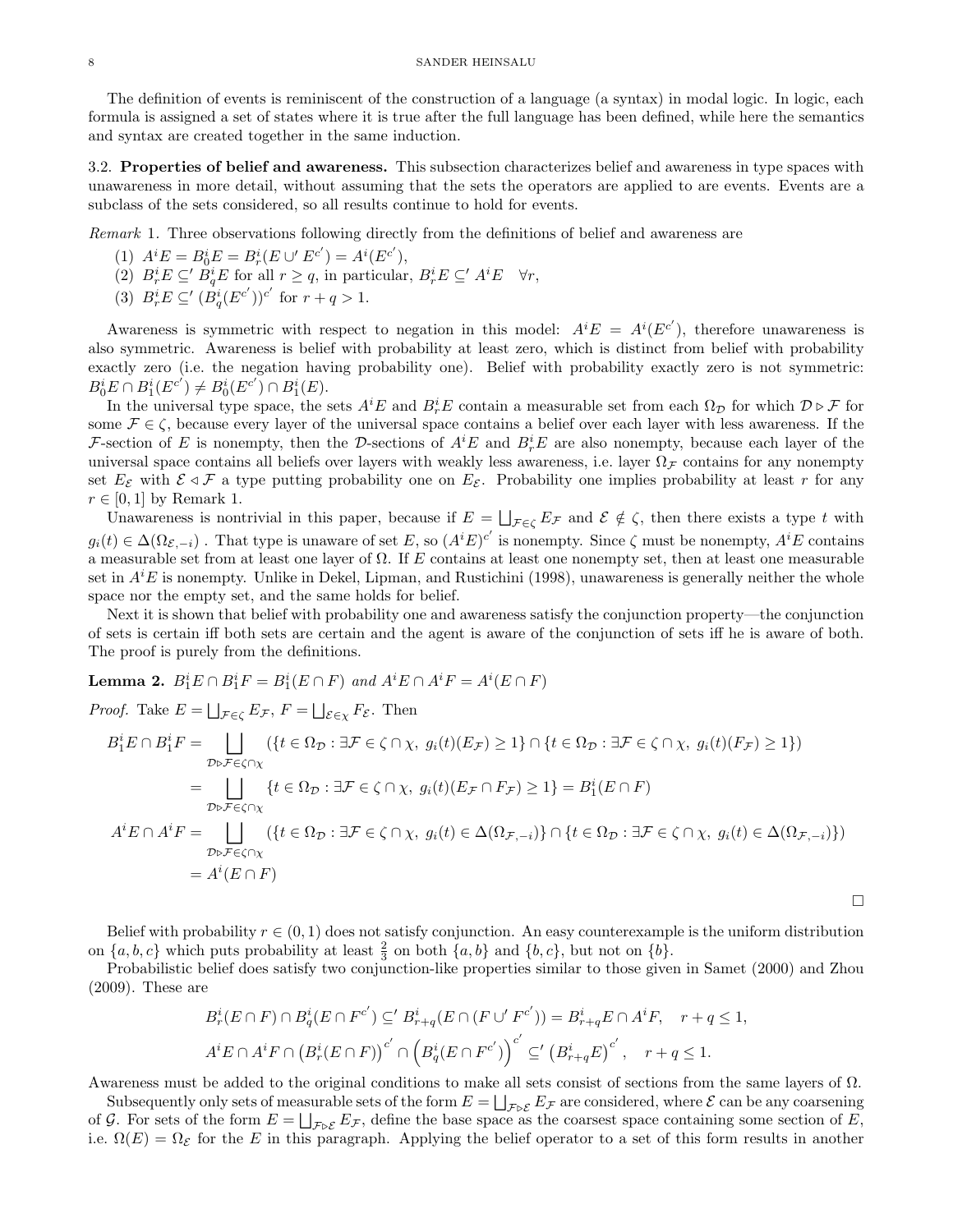The definition of events is reminiscent of the construction of a language (a syntax) in modal logic. In logic, each formula is assigned a set of states where it is true after the full language has been defined, while here the semantics and syntax are created together in the same induction.

### 3.2. Properties of belief and awareness.

This subsection characterizes belief and awareness in type spaces with unawareness in more detail, without assuming that the sets the operators are applied to are events. Events are a subclass of the sets considered, so all results continue to hold for events.

*Remark* 1. Three observations following directly from the definitions of belief and awareness are

(1) $A^iE = B_0^iE = B_r^i(E \cup' E^{c'}) = A^i(E^{c'})$,
(2) $B_r^iE \subseteq' B_q^iE$ for all $r \geq q$, in particular, $B_r^iE \subseteq' A^iE \quad \forall r$,
(3) $B_r^iE \subseteq' (B_q^i(E^{c'}))^{c'}$ for $r + q > 1$.

Awareness is symmetric with respect to negation in this model: $A^iE = A^i(E^{c'})$, therefore unawareness is also symmetric. Awareness is belief with probability at least zero, which is distinct from belief with probability exactly zero (i.e. the negation having probability one). Belief with probability exactly zero is not symmetric: $B_0^iE \cap B_1^i(E^{c'}) \neq B_0^i(E^{c'}) \cap B_1^i(E)$.

In the universal type space, the sets $A^iE$ and $B_r^iE$ contain a measurable set from each $\Omega_{\mathcal{D}}$ for which $\mathcal{D} \triangleright \mathcal{F}$ for some $\mathcal{F} \in \zeta$, because every layer of the universal space contains a belief over each layer with less awareness. If the $\mathcal{F}$-section of $E$ is nonempty, then the $\mathcal{D}$-sections of $A^iE$ and $B_r^iE$ are also nonempty, because each layer of the universal space contains all beliefs over layers with weakly less awareness, i.e. layer $\Omega_{\mathcal{F}}$ contains for any nonempty set $E_{\mathcal{E}}$ with $\mathcal{E} \triangleleft \mathcal{F}$ a type putting probability one on $E_{\mathcal{E}}$. Probability one implies probability at least $r$ for any $r \in [0,1]$ by Remark 1.

Unawareness is nontrivial in this paper, because if $E = \bigsqcup_{\mathcal{F} \in \zeta} E_{\mathcal{F}}$ and $\mathcal{E} \notin \zeta$, then there exists a type $t$ with $g_i(t) \in \Delta(\Omega_{\mathcal{E},-i})$ . That type is unaware of set $E$, so $(A^iE)^{c'}$ is nonempty. Since $\zeta$ must be nonempty, $A^iE$ contains a measurable set from at least one layer of $\Omega$. If $E$ contains at least one nonempty set, then at least one measurable set in $A^iE$ is nonempty. Unlike in Dekel, Lipman, and Rustichini (1998), unawareness is generally neither the whole space nor the empty set, and the same holds for belief.

Next it is shown that belief with probability one and awareness satisfy the conjunction property—the conjunction of sets is certain iff both sets are certain and the agent is aware of the conjunction of sets iff he is aware of both. The proof is purely from the definitions.

**Lemma 2.** *$B_1^iE \cap B_1^iF = B_1^i(E \cap F)$ and $A^iE \cap A^iF = A^i(E \cap F)$*

*Proof.* Take $E = \bigsqcup_{\mathcal{F} \in \zeta} E_{\mathcal{F}}$, $F = \bigsqcup_{\mathcal{E} \in \chi} F_{\mathcal{E}}$. Then

$$
\begin{aligned}
B_1^iE \cap B_1^iF &= \bigsqcup_{\mathcal{D} \triangleright \mathcal{F} \in \zeta \cap \chi} \left(\{t \in \Omega_{\mathcal{D}} : \exists \mathcal{F} \in \zeta \cap \chi,\ g_i(t)(E_{\mathcal{F}}) \geq 1\} \cap \{t \in \Omega_{\mathcal{D}} : \exists \mathcal{F} \in \zeta \cap \chi,\ g_i(t)(F_{\mathcal{F}}) \geq 1\}\right) \\
&= \bigsqcup_{\mathcal{D} \triangleright \mathcal{F} \in \zeta \cap \chi} \{t \in \Omega_{\mathcal{D}} : \exists \mathcal{F} \in \zeta \cap \chi,\ g_i(t)(E_{\mathcal{F}} \cap F_{\mathcal{F}}) \geq 1\} = B_1^i(E \cap F) \\
A^iE \cap A^iF &= \bigsqcup_{\mathcal{D} \triangleright \mathcal{F} \in \zeta \cap \chi} \left(\{t \in \Omega_{\mathcal{D}} : \exists \mathcal{F} \in \zeta \cap \chi,\ g_i(t) \in \Delta(\Omega_{\mathcal{F},-i})\} \cap \{t \in \Omega_{\mathcal{D}} : \exists \mathcal{F} \in \zeta \cap \chi,\ g_i(t) \in \Delta(\Omega_{\mathcal{F},-i})\}\right) \\
&= A^i(E \cap F)
\end{aligned}
$$

$\square$

Belief with probability $r \in (0,1)$ does not satisfy conjunction. An easy counterexample is the uniform distribution on $\{a, b, c\}$ which puts probability at least $\frac{2}{3}$ on both $\{a, b\}$ and $\{b, c\}$, but not on $\{b\}$.

Probabilistic belief does satisfy two conjunction-like properties similar to those given in Samet (2000) and Zhou (2009). These are

$$
B_r^i(E \cap F) \cap B_q^i(E \cap F^{c'}) \subseteq' B_{r+q}^i(E \cap (F \cup' F^{c'})) = B_{r+q}^iE \cap A^iF, \quad r + q \leq 1,
$$

$$
A^iE \cap A^iF \cap \left(B_r^i(E \cap F)\right)^{c'} \cap \left(B_q^i(E \cap F^{c'})\right)^{c'} \subseteq' \left(B_{r+q}^iE\right)^{c'}, \quad r + q \leq 1.
$$

Awareness must be added to the original conditions to make all sets consist of sections from the same layers of $\Omega$.

Subsequently only sets of measurable sets of the form $E = \bigsqcup_{\mathcal{F} \triangleright \mathcal{E}} E_{\mathcal{F}}$ are considered, where $\mathcal{E}$ can be any coarsening of $\mathcal{G}$. For sets of the form $E = \bigsqcup_{\mathcal{F} \triangleright \mathcal{E}} E_{\mathcal{F}}$, define the base space as the coarsest space containing some section of $E$, i.e. $\Omega(E) = \Omega_{\mathcal{E}}$ for the $E$ in this paragraph. Applying the belief operator to a set of this form results in another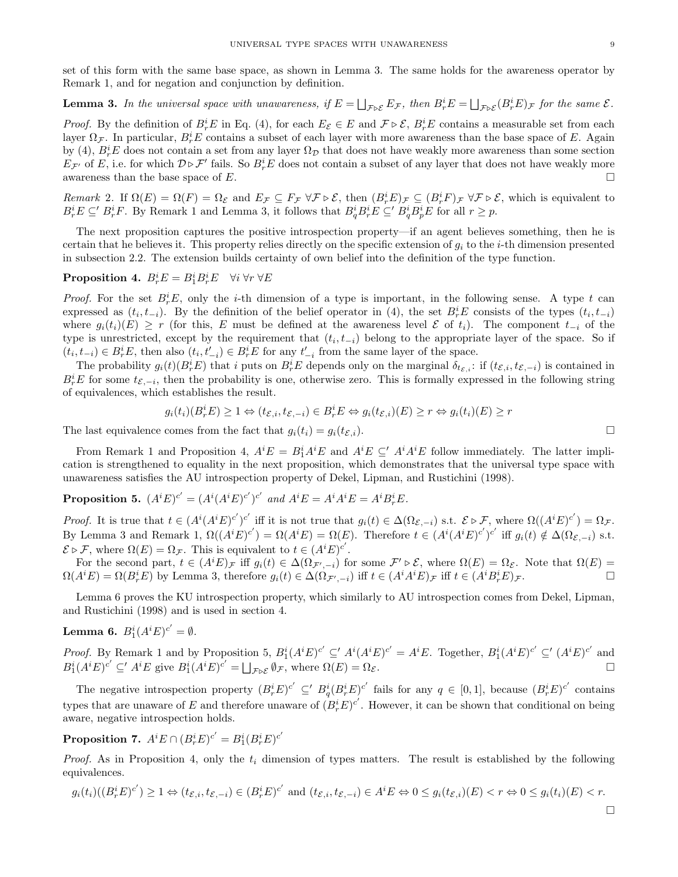set of this form with the same base space, as shown in Lemma 3. The same holds for the awareness operator by Remark 1, and for negation and conjunction by definition.

**Lemma 3.** *In the universal space with unawareness, if $E = \bigsqcup_{\mathcal{F} \triangleright \mathcal{E}} E_{\mathcal{F}}$, then $B^i_r E = \bigsqcup_{\mathcal{F} \triangleright \mathcal{E}} (B^i_r E)_{\mathcal{F}}$ for the same $\mathcal{E}$.*

*Proof.* By the definition of $B^i_r E$ in Eq. (4), for each $E_{\mathcal{E}} \in E$ and $\mathcal{F} \triangleright \mathcal{E}$, $B^i_r E$ contains a measurable set from each layer $\Omega_{\mathcal{F}}$. In particular, $B^i_r E$ contains a subset of each layer with more awareness than the base space of $E$. Again by (4), $B^i_r E$ does not contain a set from any layer $\Omega_{\mathcal{D}}$ that does not have weakly more awareness than some section $E_{\mathcal{F}'}$ of $E$, i.e. for which $\mathcal{D} \triangleright \mathcal{F}'$ fails. So $B^i_r E$ does not contain a subset of any layer that does not have weakly more awareness than the base space of $E$. □

*Remark* 2. If $\Omega(E) = \Omega(F) = \Omega_{\mathcal{E}}$ and $E_{\mathcal{F}} \subseteq F_{\mathcal{F}}$ $\forall \mathcal{F} \triangleright \mathcal{E}$, then $(B^i_r E)_{\mathcal{F}} \subseteq (B^i_r F)_{\mathcal{F}}$ $\forall \mathcal{F} \triangleright \mathcal{E}$, which is equivalent to $B^i_r E \subseteq' B^i_r F$. By Remark 1 and Lemma 3, it follows that $B^i_q B^i_r E \subseteq' B^i_q B^i_p E$ for all $r \geq p$.

The next proposition captures the positive introspection property—if an agent believes something, then he is certain that he believes it. This property relies directly on the specific extension of $g_i$ to the $i$-th dimension presented in subsection 2.2. The extension builds certainty of own belief into the definition of the type function.

**Proposition 4.** $B^i_r E = B^i_1 B^i_r E \quad \forall i \; \forall r \; \forall E$

*Proof.* For the set $B^i_r E$, only the $i$-th dimension of a type is important, in the following sense. A type $t$ can expressed as $(t_i, t_{-i})$. By the definition of the belief operator in (4), the set $B^i_r E$ consists of the types $(t_i, t_{-i})$ where $g_i(t_i)(E) \geq r$ (for this, $E$ must be defined at the awareness level $\mathcal{E}$ of $t_i$). The component $t_{-i}$ of the type is unrestricted, except by the requirement that $(t_i, t_{-i})$ belong to the appropriate layer of the space. So if $(t_i, t_{-i}) \in B^i_r E$, then also $(t_i, t'_{-i}) \in B^i_r E$ for any $t'_{-i}$ from the same layer of the space.

The probability $g_i(t)(B^i_r E)$ that $i$ puts on $B^i_r E$ depends only on the marginal $\delta_{t_{\mathcal{E},i}}$: if $(t_{\mathcal{E},i}, t_{\mathcal{E},-i})$ is contained in $B^i_r E$ for some $t_{\mathcal{E},-i}$, then the probability is one, otherwise zero. This is formally expressed in the following string of equivalences, which establishes the result.

$$g_i(t_i)(B^i_r E) \geq 1 \Leftrightarrow (t_{\mathcal{E},i}, t_{\mathcal{E},-i}) \in B^i_r E \Leftrightarrow g_i(t_{\mathcal{E},i})(E) \geq r \Leftrightarrow g_i(t_i)(E) \geq r$$

The last equivalence comes from the fact that $g_i(t_i) = g_i(t_{\mathcal{E},i})$. □

From Remark 1 and Proposition 4, $A^i E = B^i_1 A^i E$ and $A^i E \subseteq' A^i A^i E$ follow immediately. The latter implication is strengthened to equality in the next proposition, which demonstrates that the universal type space with unawareness satisfies the AU introspection property of Dekel, Lipman, and Rustichini (1998).

**Proposition 5.** $(A^i E)^{c'} = (A^i (A^i E)^{c'})^{c'}$ *and* $A^i E = A^i A^i E = A^i B^i_r E$.

*Proof.* It is true that $t \in (A^i (A^i E)^{c'})^{c'}$ iff it is not true that $g_i(t) \in \Delta(\Omega_{\mathcal{E},-i})$ s.t. $\mathcal{E} \triangleright \mathcal{F}$, where $\Omega((A^i E)^{c'}) = \Omega_{\mathcal{F}}$. By Lemma 3 and Remark 1, $\Omega((A^i E)^{c'}) = \Omega(A^i E) = \Omega(E)$. Therefore $t \in (A^i (A^i E)^{c'})^{c'}$ iff $g_i(t) \notin \Delta(\Omega_{\mathcal{E},-i})$ s.t. $\mathcal{E} \triangleright \mathcal{F}$, where $\Omega(E) = \Omega_{\mathcal{F}}$. This is equivalent to $t \in (A^i E)^{c'}$.

For the second part, $t \in (A^i E)_{\mathcal{F}}$ iff $g_i(t) \in \Delta(\Omega_{\mathcal{F}',-i})$ for some $\mathcal{F}' \triangleright \mathcal{E}$, where $\Omega(E) = \Omega_{\mathcal{E}}$. Note that $\Omega(E) = \Omega(A^i E) = \Omega(B^i_r E)$ by Lemma 3, therefore $g_i(t) \in \Delta(\Omega_{\mathcal{F}',-i})$ iff $t \in (A^i A^i E)_{\mathcal{F}}$ iff $t \in (A^i B^i_r E)_{\mathcal{F}}$. □

Lemma 6 proves the KU introspection property, which similarly to AU introspection comes from Dekel, Lipman, and Rustichini (1998) and is used in section 4.

**Lemma 6.** $B^i_1 (A^i E)^{c'} = \emptyset$.

*Proof.* By Remark 1 and by Proposition 5, $B^i_1 (A^i E)^{c'} \subseteq' A^i (A^i E)^{c'} = A^i E$. Together, $B^i_1 (A^i E)^{c'} \subseteq' (A^i E)^{c'}$ and $B^i_1 (A^i E)^{c'} \subseteq' A^i E$ give $B^i_1 (A^i E)^{c'} = \bigsqcup_{\mathcal{F} \triangleright \mathcal{E}} \emptyset_{\mathcal{F}}$, where $\Omega(E) = \Omega_{\mathcal{E}}$. □

The negative introspection property $(B^i_r E)^{c'} \subseteq' B^i_q (B^i_r E)^{c'}$ fails for any $q \in [0, 1]$, because $(B^i_r E)^{c'}$ contains types that are unaware of $E$ and therefore unaware of $(B^i_r E)^{c'}$. However, it can be shown that conditional on being aware, negative introspection holds.

**Proposition 7.** $A^i E \cap (B^i_r E)^{c'} = B^i_1 (B^i_r E)^{c'}$

*Proof.* As in Proposition 4, only the $t_i$ dimension of types matters. The result is established by the following equivalences.

$$g_i(t_i)((B^i_r E)^{c'}) \geq 1 \Leftrightarrow (t_{\mathcal{E},i}, t_{\mathcal{E},-i}) \in (B^i_r E)^{c'} \text{ and } (t_{\mathcal{E},i}, t_{\mathcal{E},-i}) \in A^i E \Leftrightarrow 0 \leq g_i(t_{\mathcal{E},i})(E) < r \Leftrightarrow 0 \leq g_i(t_i)(E) < r.$$

□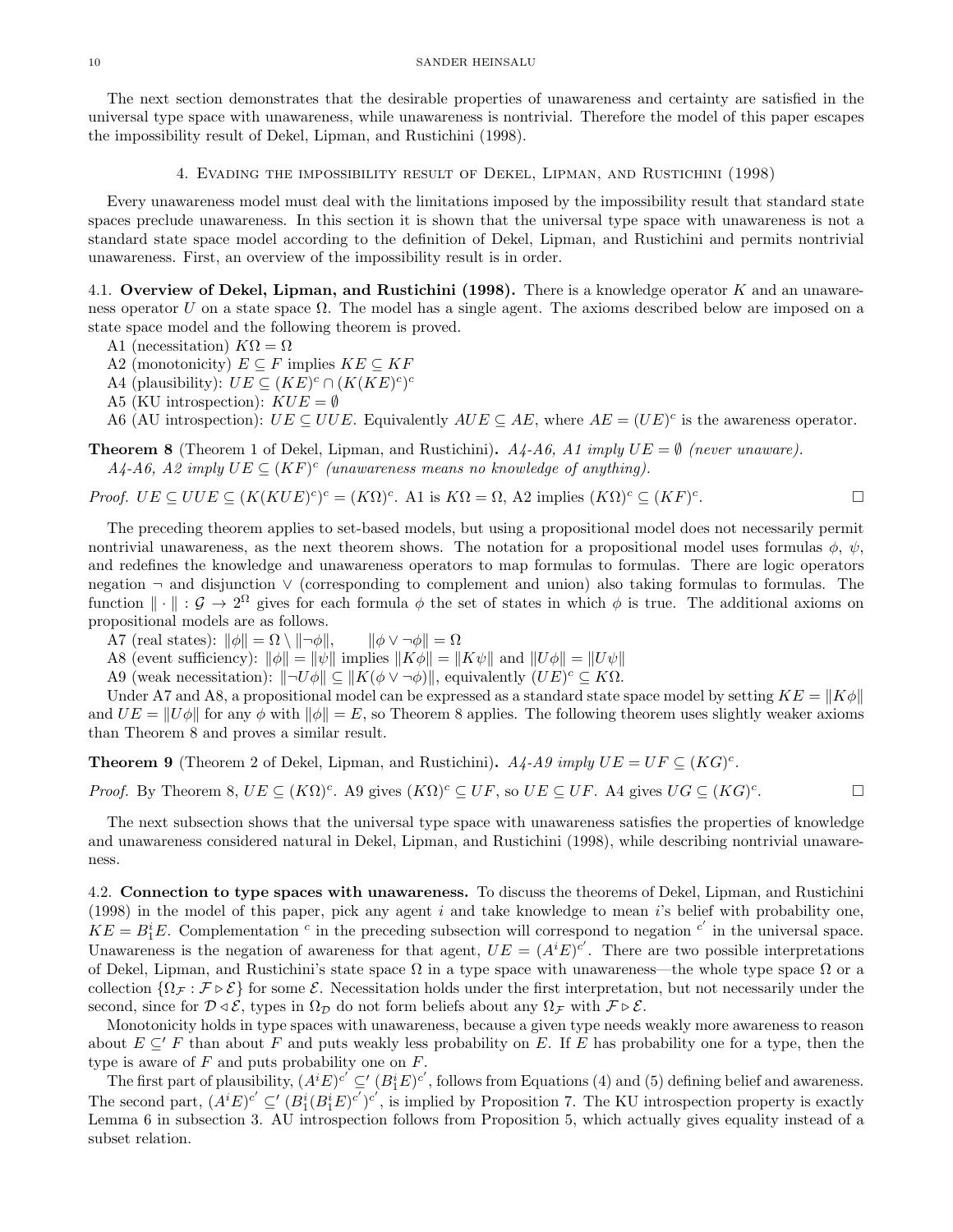The next section demonstrates that the desirable properties of unawareness and certainty are satisfied in the universal type space with unawareness, while unawareness is nontrivial. Therefore the model of this paper escapes the impossibility result of Dekel, Lipman, and Rustichini (1998).

## 4. Evading the impossibility result of Dekel, Lipman, and Rustichini (1998)

Every unawareness model must deal with the limitations imposed by the impossibility result that standard state spaces preclude unawareness. In this section it is shown that the universal type space with unawareness is not a standard state space model according to the definition of Dekel, Lipman, and Rustichini and permits nontrivial unawareness. First, an overview of the impossibility result is in order.

### 4.1. Overview of Dekel, Lipman, and Rustichini (1998).

There is a knowledge operator $K$ and an unawareness operator $U$ on a state space $\Omega$. The model has a single agent. The axioms described below are imposed on a state space model and the following theorem is proved.

A1 (necessitation) $K\Omega = \Omega$
A2 (monotonicity) $E \subseteq F$ implies $KE \subseteq KF$
A4 (plausibility): $UE \subseteq (KE)^c \cap (K(KE)^c)^c$
A5 (KU introspection): $KUE = \emptyset$
A6 (AU introspection): $UE \subseteq UUE$. Equivalently $AUE \subseteq AE$, where $AE = (UE)^c$ is the awareness operator.

**Theorem 8** (Theorem 1 of Dekel, Lipman, and Rustichini)**.** *A4-A6, A1 imply $UE = \emptyset$ (never unaware).*
*A4-A6, A2 imply $UE \subseteq (KF)^c$ (unawareness means no knowledge of anything).*

*Proof.* $UE \subseteq UUE \subseteq (K(KUE)^c)^c = (K\Omega)^c$. A1 is $K\Omega = \Omega$, A2 implies $(K\Omega)^c \subseteq (KF)^c$. □

The preceding theorem applies to set-based models, but using a propositional model does not necessarily permit nontrivial unawareness, as the next theorem shows. The notation for a propositional model uses formulas $\phi$, $\psi$, and redefines the knowledge and unawareness operators to map formulas to formulas. There are logic operators negation $\neg$ and disjunction $\vee$ (corresponding to complement and union) also taking formulas to formulas. The function $\|\cdot\| : \mathcal{G} \to 2^{\Omega}$ gives for each formula $\phi$ the set of states in which $\phi$ is true. The additional axioms on propositional models are as follows.

A7 (real states): $\|\phi\| = \Omega \setminus \|\neg\phi\|, \qquad \|\phi \vee \neg\phi\| = \Omega$
A8 (event sufficiency): $\|\phi\| = \|\psi\|$ implies $\|K\phi\| = \|K\psi\|$ and $\|U\phi\| = \|U\psi\|$
A9 (weak necessitation): $\|\neg U\phi\| \subseteq \|K(\phi \vee \neg\phi)\|$, equivalently $(UE)^c \subseteq K\Omega$.

Under A7 and A8, a propositional model can be expressed as a standard state space model by setting $KE = \|K\phi\|$ and $UE = \|U\phi\|$ for any $\phi$ with $\|\phi\| = E$, so Theorem 8 applies. The following theorem uses slightly weaker axioms than Theorem 8 and proves a similar result.

**Theorem 9** (Theorem 2 of Dekel, Lipman, and Rustichini)**.** *A4-A9 imply $UE = UF \subseteq (KG)^c$.*

*Proof.* By Theorem 8, $UE \subseteq (K\Omega)^c$. A9 gives $(K\Omega)^c \subseteq UF$, so $UE \subseteq UF$. A4 gives $UG \subseteq (KG)^c$. □

The next subsection shows that the universal type space with unawareness satisfies the properties of knowledge and unawareness considered natural in Dekel, Lipman, and Rustichini (1998), while describing nontrivial unawareness.

### 4.2. Connection to type spaces with unawareness.

To discuss the theorems of Dekel, Lipman, and Rustichini (1998) in the model of this paper, pick any agent $i$ and take knowledge to mean $i$'s belief with probability one, $KE = B_1^i E$. Complementation $^c$ in the preceding subsection will correspond to negation $^{c'}$ in the universal space. Unawareness is the negation of awareness for that agent, $UE = (A^i E)^{c'}$. There are two possible interpretations of Dekel, Lipman, and Rustichini's state space $\Omega$ in a type space with unawareness—the whole type space $\Omega$ or a collection $\{\Omega_{\mathcal{F}} : \mathcal{F} \triangleright \mathcal{E}\}$ for some $\mathcal{E}$. Necessitation holds under the first interpretation, but not necessarily under the second, since for $\mathcal{D} \triangleleft \mathcal{E}$, types in $\Omega_{\mathcal{D}}$ do not form beliefs about any $\Omega_{\mathcal{F}}$ with $\mathcal{F} \triangleright \mathcal{E}$.

Monotonicity holds in type spaces with unawareness, because a given type needs weakly more awareness to reason about $E \subseteq' F$ than about $F$ and puts weakly less probability on $E$. If $E$ has probability one for a type, then the type is aware of $F$ and puts probability one on $F$.

The first part of plausibility, $(A^i E)^{c'} \subseteq' (B_1^i E)^{c'}$, follows from Equations (4) and (5) defining belief and awareness. The second part, $(A^i E)^{c'} \subseteq' (B_1^i (B_1^i E)^{c'})^{c'}$, is implied by Proposition 7. The KU introspection property is exactly Lemma 6 in subsection 3. AU introspection follows from Proposition 5, which actually gives equality instead of a subset relation.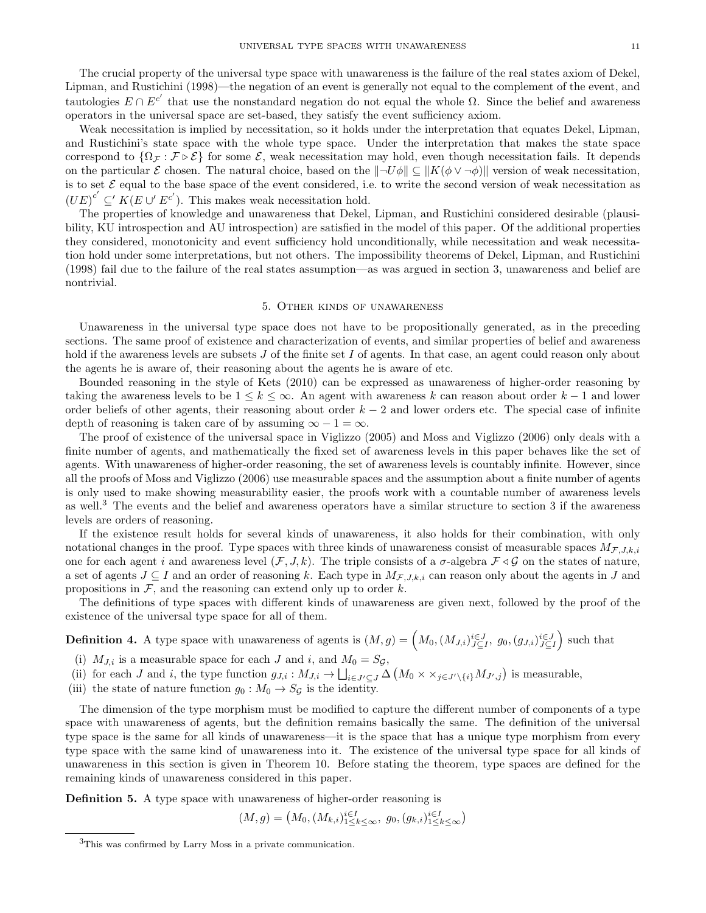The crucial property of the universal type space with unawareness is the failure of the real states axiom of Dekel, Lipman, and Rustichini (1998)—the negation of an event is generally not equal to the complement of the event, and tautologies $E \cap E^{c'}$ that use the nonstandard negation do not equal the whole $\Omega$. Since the belief and awareness operators in the universal space are set-based, they satisfy the event sufficiency axiom.

Weak necessitation is implied by necessitation, so it holds under the interpretation that equates Dekel, Lipman, and Rustichini's state space with the whole type space. Under the interpretation that makes the state space correspond to $\{\Omega_{\mathcal{F}} : \mathcal{F} \triangleright \mathcal{E}\}$ for some $\mathcal{E}$, weak necessitation may hold, even though necessitation fails. It depends on the particular $\mathcal{E}$ chosen. The natural choice, based on the $\|\neg U\phi\| \subseteq \|K(\phi \vee \neg\phi)\|$ version of weak necessitation, is to set $\mathcal{E}$ equal to the base space of the event considered, i.e. to write the second version of weak necessitation as $(UE)^{c'} \subseteq' K(E \cup' E^{c'})$. This makes weak necessitation hold.

The properties of knowledge and unawareness that Dekel, Lipman, and Rustichini considered desirable (plausibility, KU introspection and AU introspection) are satisfied in the model of this paper. Of the additional properties they considered, monotonicity and event sufficiency hold unconditionally, while necessitation and weak necessitation hold under some interpretations, but not others. The impossibility theorems of Dekel, Lipman, and Rustichini (1998) fail due to the failure of the real states assumption—as was argued in section 3, unawareness and belief are nontrivial.

## 5. Other kinds of unawareness

Unawareness in the universal type space does not have to be propositionally generated, as in the preceding sections. The same proof of existence and characterization of events, and similar properties of belief and awareness hold if the awareness levels are subsets $J$ of the finite set $I$ of agents. In that case, an agent could reason only about the agents he is aware of, their reasoning about the agents he is aware of etc.

Bounded reasoning in the style of Kets (2010) can be expressed as unawareness of higher-order reasoning by taking the awareness levels to be $1 \leq k \leq \infty$. An agent with awareness $k$ can reason about order $k-1$ and lower order beliefs of other agents, their reasoning about order $k-2$ and lower orders etc. The special case of infinite depth of reasoning is taken care of by assuming $\infty - 1 = \infty$.

The proof of existence of the universal space in Viglizzo (2005) and Moss and Viglizzo (2006) only deals with a finite number of agents, and mathematically the fixed set of awareness levels in this paper behaves like the set of agents. With unawareness of higher-order reasoning, the set of awareness levels is countably infinite. However, since all the proofs of Moss and Viglizzo (2006) use measurable spaces and the assumption about a finite number of agents is only used to make showing measurability easier, the proofs work with a countable number of awareness levels as well.[3] The events and the belief and awareness operators have a similar structure to section 3 if the awareness levels are orders of reasoning.

If the existence result holds for several kinds of unawareness, it also holds for their combination, with only notational changes in the proof. Type spaces with three kinds of unawareness consist of measurable spaces $M_{\mathcal{F},J,k,i}$ one for each agent $i$ and awareness level $(\mathcal{F}, J, k)$. The triple consists of a $\sigma$-algebra $\mathcal{F} \triangleleft \mathcal{G}$ on the states of nature, a set of agents $J \subseteq I$ and an order of reasoning $k$. Each type in $M_{\mathcal{F},J,k,i}$ can reason only about the agents in $J$ and propositions in $\mathcal{F}$, and the reasoning can extend only up to order $k$.

The definitions of type spaces with different kinds of unawareness are given next, followed by the proof of the existence of the universal type space for all of them.

**Definition 4.** A type space with unawareness of agents is $(M, g) = \left(M_0, (M_{J,i})_{J \subseteq I}^{i \in J},\ g_0, (g_{J,i})_{J \subseteq I}^{i \in J}\right)$ such that

(i) $M_{J,i}$ is a measurable space for each $J$ and $i$, and $M_0 = S_{\mathcal{G}}$,
(ii) for each $J$ and $i$, the type function $g_{J,i} : M_{J,i} \to \bigsqcup_{i \in J' \subseteq J} \Delta\left(M_0 \times \times_{j \in J' \setminus \{i\}} M_{J',j}\right)$ is measurable,
(iii) the state of nature function $g_0 : M_0 \to S_{\mathcal{G}}$ is the identity.

The dimension of the type morphism must be modified to capture the different number of components of a type space with unawareness of agents, but the definition remains basically the same. The definition of the universal type space is the same for all kinds of unawareness—it is the space that has a unique type morphism from every type space with the same kind of unawareness into it. The existence of the universal type space for all kinds of unawareness in this section is given in Theorem 10. Before stating the theorem, type spaces are defined for the remaining kinds of unawareness considered in this paper.

**Definition 5.** A type space with unawareness of higher-order reasoning is

$$(M, g) = \left(M_0, (M_{k,i})_{1 \leq k \leq \infty}^{i \in I},\ g_0, (g_{k,i})_{1 \leq k \leq \infty}^{i \in I}\right)$$

[3] This was confirmed by Larry Moss in a private communication.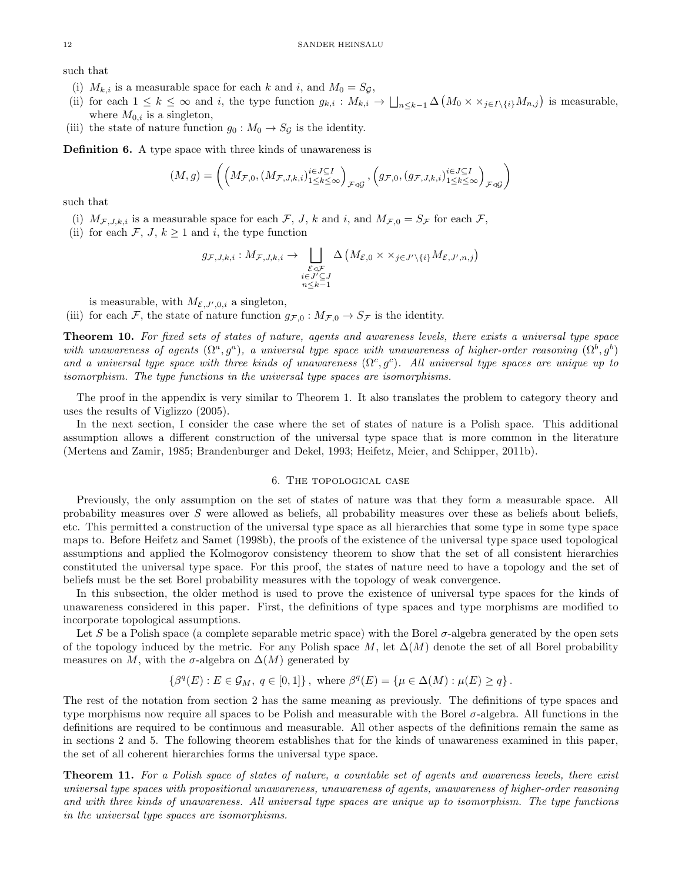such that

(i) $M_{k,i}$ is a measurable space for each $k$ and $i$, and $M_0 = S_{\mathcal{G}}$,
(ii) for each $1 \leq k \leq \infty$ and $i$, the type function $g_{k,i} : M_{k,i} \to \bigsqcup_{n \leq k-1} \Delta \left( M_0 \times \times_{j \in I \setminus \{i\}} M_{n,j} \right)$ is measurable, where $M_{0,i}$ is a singleton,
(iii) the state of nature function $g_0 : M_0 \to S_{\mathcal{G}}$ is the identity.

**Definition 6.** A type space with three kinds of unawareness is

$$(M, g) = \left( \left( M_{\mathcal{F},0}, (M_{\mathcal{F},J,k,i})_{1 \leq k \leq \infty}^{i \in J \subseteq I} \right)_{\mathcal{F} \trianglelefteq \mathcal{G}}, \left( g_{\mathcal{F},0}, (g_{\mathcal{F},J,k,i})_{1 \leq k \leq \infty}^{i \in J \subseteq I} \right)_{\mathcal{F} \trianglelefteq \mathcal{G}} \right)$$

such that

(i) $M_{\mathcal{F},J,k,i}$ is a measurable space for each $\mathcal{F}$, $J$, $k$ and $i$, and $M_{\mathcal{F},0} = S_{\mathcal{F}}$ for each $\mathcal{F}$,
(ii) for each $\mathcal{F}$, $J$, $k \geq 1$ and $i$, the type function

$$g_{\mathcal{F},J,k,i} : M_{\mathcal{F},J,k,i} \to \bigsqcup_{\substack{\mathcal{E} \trianglelefteq \mathcal{F} \\ i \in J' \subseteq J \\ n \leq k-1}} \Delta \left( M_{\mathcal{E},0} \times \times_{j \in J' \setminus \{i\}} M_{\mathcal{E},J',n,j} \right)$$

is measurable, with $M_{\mathcal{E},J',0,i}$ a singleton,
(iii) for each $\mathcal{F}$, the state of nature function $g_{\mathcal{F},0} : M_{\mathcal{F},0} \to S_{\mathcal{F}}$ is the identity.

**Theorem 10.** *For fixed sets of states of nature, agents and awareness levels, there exists a universal type space with unawareness of agents $(\Omega^a, g^a)$, a universal type space with unawareness of higher-order reasoning $(\Omega^b, g^b)$ and a universal type space with three kinds of unawareness $(\Omega^c, g^c)$. All universal type spaces are unique up to isomorphism. The type functions in the universal type spaces are isomorphisms.*

The proof in the appendix is very similar to Theorem 1. It also translates the problem to category theory and uses the results of Viglizzo (2005).

In the next section, I consider the case where the set of states of nature is a Polish space. This additional assumption allows a different construction of the universal type space that is more common in the literature (Mertens and Zamir, 1985; Brandenburger and Dekel, 1993; Heifetz, Meier, and Schipper, 2011b).

## 6. The topological case

Previously, the only assumption on the set of states of nature was that they form a measurable space. All probability measures over $S$ were allowed as beliefs, all probability measures over these as beliefs about beliefs, etc. This permitted a construction of the universal type space as all hierarchies that some type in some type space maps to. Before Heifetz and Samet (1998b), the proofs of the existence of the universal type space used topological assumptions and applied the Kolmogorov consistency theorem to show that the set of all consistent hierarchies constituted the universal type space. For this proof, the states of nature need to have a topology and the set of beliefs must be the set Borel probability measures with the topology of weak convergence.

In this subsection, the older method is used to prove the existence of universal type spaces for the kinds of unawareness considered in this paper. First, the definitions of type spaces and type morphisms are modified to incorporate topological assumptions.

Let $S$ be a Polish space (a complete separable metric space) with the Borel $\sigma$-algebra generated by the open sets of the topology induced by the metric. For any Polish space $M$, let $\Delta(M)$ denote the set of all Borel probability measures on $M$, with the $\sigma$-algebra on $\Delta(M)$ generated by

$$\{\beta^q(E) : E \in \mathcal{G}_M, \ q \in [0,1]\}, \text{ where } \beta^q(E) = \{\mu \in \Delta(M) : \mu(E) \geq q\}.$$

The rest of the notation from section 2 has the same meaning as previously. The definitions of type spaces and type morphisms now require all spaces to be Polish and measurable with the Borel $\sigma$-algebra. All functions in the definitions are required to be continuous and measurable. All other aspects of the definitions remain the same as in sections 2 and 5. The following theorem establishes that for the kinds of unawareness examined in this paper, the set of all coherent hierarchies forms the universal type space.

**Theorem 11.** *For a Polish space of states of nature, a countable set of agents and awareness levels, there exist universal type spaces with propositional unawareness, unawareness of agents, unawareness of higher-order reasoning and with three kinds of unawareness. All universal type spaces are unique up to isomorphism. The type functions in the universal type spaces are isomorphisms.*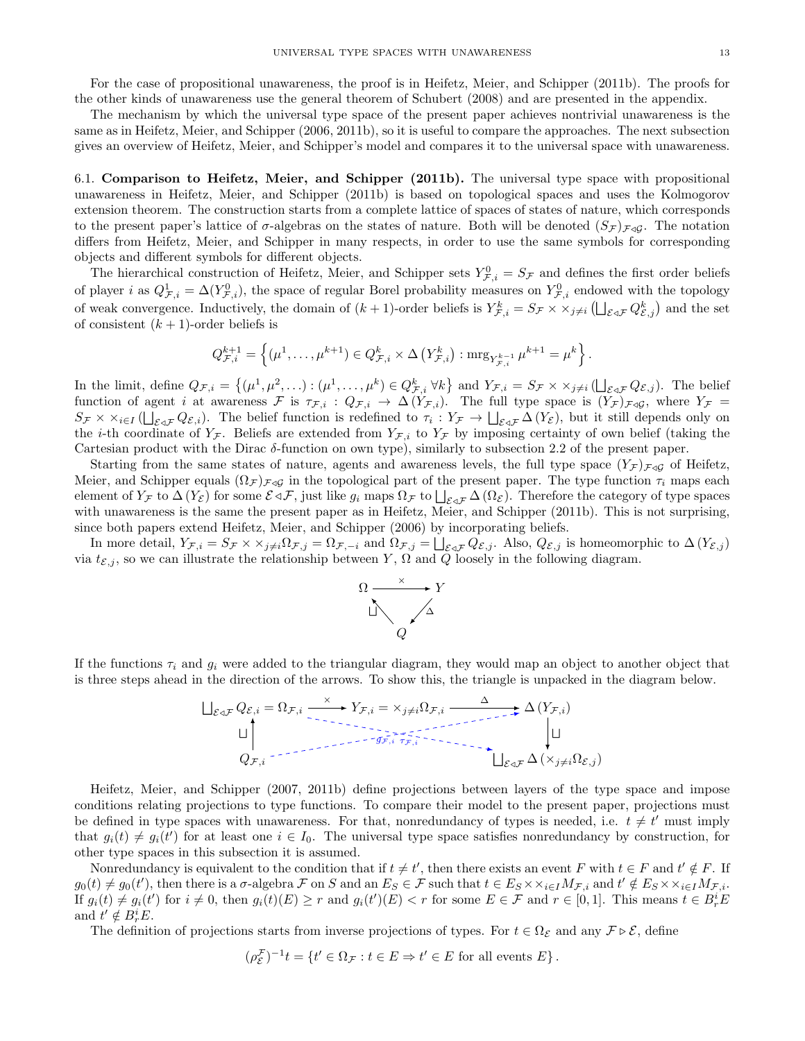For the case of propositional unawareness, the proof is in Heifetz, Meier, and Schipper (2011b). The proofs for the other kinds of unawareness use the general theorem of Schubert (2008) and are presented in the appendix.

The mechanism by which the universal type space of the present paper achieves nontrivial unawareness is the same as in Heifetz, Meier, and Schipper (2006, 2011b), so it is useful to compare the approaches. The next subsection gives an overview of Heifetz, Meier, and Schipper's model and compares it to the universal space with unawareness.

### 6.1. Comparison to Heifetz, Meier, and Schipper (2011b).

The universal type space with propositional unawareness in Heifetz, Meier, and Schipper (2011b) is based on topological spaces and uses the Kolmogorov extension theorem. The construction starts from a complete lattice of spaces of states of nature, which corresponds to the present paper's lattice of $\sigma$-algebras on the states of nature. Both will be denoted $(S_{\mathcal{F}})_{\mathcal{F}\triangleleft\mathcal{G}}$. The notation differs from Heifetz, Meier, and Schipper in many respects, in order to use the same symbols for corresponding objects and different symbols for different objects.

The hierarchical construction of Heifetz, Meier, and Schipper sets $Y^0_{\mathcal{F},i} = S_{\mathcal{F}}$ and defines the first order beliefs of player $i$ as $Q^1_{\mathcal{F},i} = \Delta(Y^0_{\mathcal{F},i})$, the space of regular Borel probability measures on $Y^0_{\mathcal{F},i}$ endowed with the topology of weak convergence. Inductively, the domain of $(k+1)$-order beliefs is $Y^k_{\mathcal{F},i} = S_{\mathcal{F}} \times \times_{j\neq i} \left(\bigsqcup_{\mathcal{E}\triangleleft\mathcal{F}} Q^k_{\mathcal{E},j}\right)$ and the set of consistent $(k+1)$-order beliefs is

$$Q^{k+1}_{\mathcal{F},i} = \left\{(\mu^1,\ldots,\mu^{k+1}) \in Q^k_{\mathcal{F},i} \times \Delta\left(Y^k_{\mathcal{F},i}\right) : \operatorname{mrg}_{Y^{k-1}_{\mathcal{F},i}} \mu^{k+1} = \mu^k\right\}.$$

In the limit, define $Q_{\mathcal{F},i} = \left\{(\mu^1,\mu^2,\ldots) : (\mu^1,\ldots,\mu^k) \in Q^k_{\mathcal{F},i}\ \forall k\right\}$ and $Y_{\mathcal{F},i} = S_{\mathcal{F}} \times \times_{j\neq i} \left(\bigsqcup_{\mathcal{E}\triangleleft\mathcal{F}} Q_{\mathcal{E},j}\right)$. The belief function of agent $i$ at awareness $\mathcal{F}$ is $\tau_{\mathcal{F},i} : Q_{\mathcal{F},i} \to \Delta\left(Y_{\mathcal{F},i}\right)$. The full type space is $(Y_{\mathcal{F}})_{\mathcal{F}\triangleleft\mathcal{G}}$, where $Y_{\mathcal{F}} = S_{\mathcal{F}} \times \times_{i\in I} \left(\bigsqcup_{\mathcal{E}\triangleleft\mathcal{F}} Q_{\mathcal{E},i}\right)$. The belief function is redefined to $\tau_i : Y_{\mathcal{F}} \to \bigsqcup_{\mathcal{E}\triangleleft\mathcal{F}} \Delta\left(Y_{\mathcal{E}}\right)$, but it still depends only on the $i$-th coordinate of $Y_{\mathcal{F}}$. Beliefs are extended from $Y_{\mathcal{F},i}$ to $Y_{\mathcal{F}}$ by imposing certainty of own belief (taking the Cartesian product with the Dirac $\delta$-function on own type), similarly to subsection 2.2 of the present paper.

Starting from the same states of nature, agents and awareness levels, the full type space $(Y_{\mathcal{F}})_{\mathcal{F}\triangleleft\mathcal{G}}$ of Heifetz, Meier, and Schipper equals $(\Omega_{\mathcal{F}})_{\mathcal{F}\triangleleft\mathcal{G}}$ in the topological part of the present paper. The type function $\tau_i$ maps each element of $Y_{\mathcal{F}}$ to $\Delta\left(Y_{\mathcal{E}}\right)$ for some $\mathcal{E}\triangleleft\mathcal{F}$, just like $g_i$ maps $\Omega_{\mathcal{F}}$ to $\bigsqcup_{\mathcal{E}\triangleleft\mathcal{F}} \Delta\left(\Omega_{\mathcal{E}}\right)$. Therefore the category of type spaces with unawareness is the same the present paper as in Heifetz, Meier, and Schipper (2011b). This is not surprising, since both papers extend Heifetz, Meier, and Schipper (2006) by incorporating beliefs.

In more detail, $Y_{\mathcal{F},i} = S_{\mathcal{F}} \times \times_{j\neq i} \Omega_{\mathcal{F},j} = \Omega_{\mathcal{F},-i}$ and $\Omega_{\mathcal{F},j} = \bigsqcup_{\mathcal{E}\triangleleft\mathcal{F}} Q_{\mathcal{E},j}$. Also, $Q_{\mathcal{E},j}$ is homeomorphic to $\Delta\left(Y_{\mathcal{E},j}\right)$ via $t_{\mathcal{E},j}$, so we can illustrate the relationship between $Y$, $\Omega$ and $Q$ loosely in the following diagram.

$$\Omega \xrightarrow{\times} Y, \quad Y \xrightarrow{\Delta} Q, \quad Q \xrightarrow{\sqcup} \Omega$$

If the functions $\tau_i$ and $g_i$ were added to the triangular diagram, they would map an object to another object that is three steps ahead in the direction of the arrows. To show this, the triangle is unpacked in the diagram below.

$$\begin{array}{ccccc}
\bigsqcup_{\mathcal{E}\triangleleft\mathcal{F}} Q_{\mathcal{E},i} = \Omega_{\mathcal{F},i} & \xrightarrow{\times} & Y_{\mathcal{F},i} = \times_{j\neq i}\Omega_{\mathcal{F},i} & \xrightarrow{\Delta} & \Delta\left(Y_{\mathcal{F},i}\right) \\
\uparrow \sqcup & & g_{\mathcal{F},i}\quad \tau_{\mathcal{F},i} & & \downarrow \sqcup \\
Q_{\mathcal{F},i} & & & & \bigsqcup_{\mathcal{E}\triangleleft\mathcal{F}} \Delta\left(\times_{j\neq i}\Omega_{\mathcal{E},j}\right)
\end{array}$$

Heifetz, Meier, and Schipper (2007, 2011b) define projections between layers of the type space and impose conditions relating projections to type functions. To compare their model to the present paper, projections must be defined in type spaces with unawareness. For that, nonredundancy of types is needed, i.e. $t \neq t'$ must imply that $g_i(t) \neq g_i(t')$ for at least one $i \in I_0$. The universal type space satisfies nonredundancy by construction, for other type spaces in this subsection it is assumed.

Nonredundancy is equivalent to the condition that if $t \neq t'$, then there exists an event $F$ with $t \in F$ and $t' \notin F$. If $g_0(t) \neq g_0(t')$, then there is a $\sigma$-algebra $\mathcal{F}$ on $S$ and an $E_S \in \mathcal{F}$ such that $t \in E_S \times \times_{i\in I} M_{\mathcal{F},i}$ and $t' \notin E_S \times \times_{i\in I} M_{\mathcal{F},i}$. If $g_i(t) \neq g_i(t')$ for $i \neq 0$, then $g_i(t)(E) \geq r$ and $g_i(t')(E) < r$ for some $E \in \mathcal{F}$ and $r \in [0,1]$. This means $t \in B^i_r E$ and $t' \notin B^i_r E$.

The definition of projections starts from inverse projections of types. For $t \in \Omega_{\mathcal{E}}$ and any $\mathcal{F} \triangleright \mathcal{E}$, define

$$(\rho^{\mathcal{F}}_{\mathcal{E}})^{-1} t = \left\{t' \in \Omega_{\mathcal{F}} : t \in E \Rightarrow t' \in E \text{ for all events } E\right\}.$$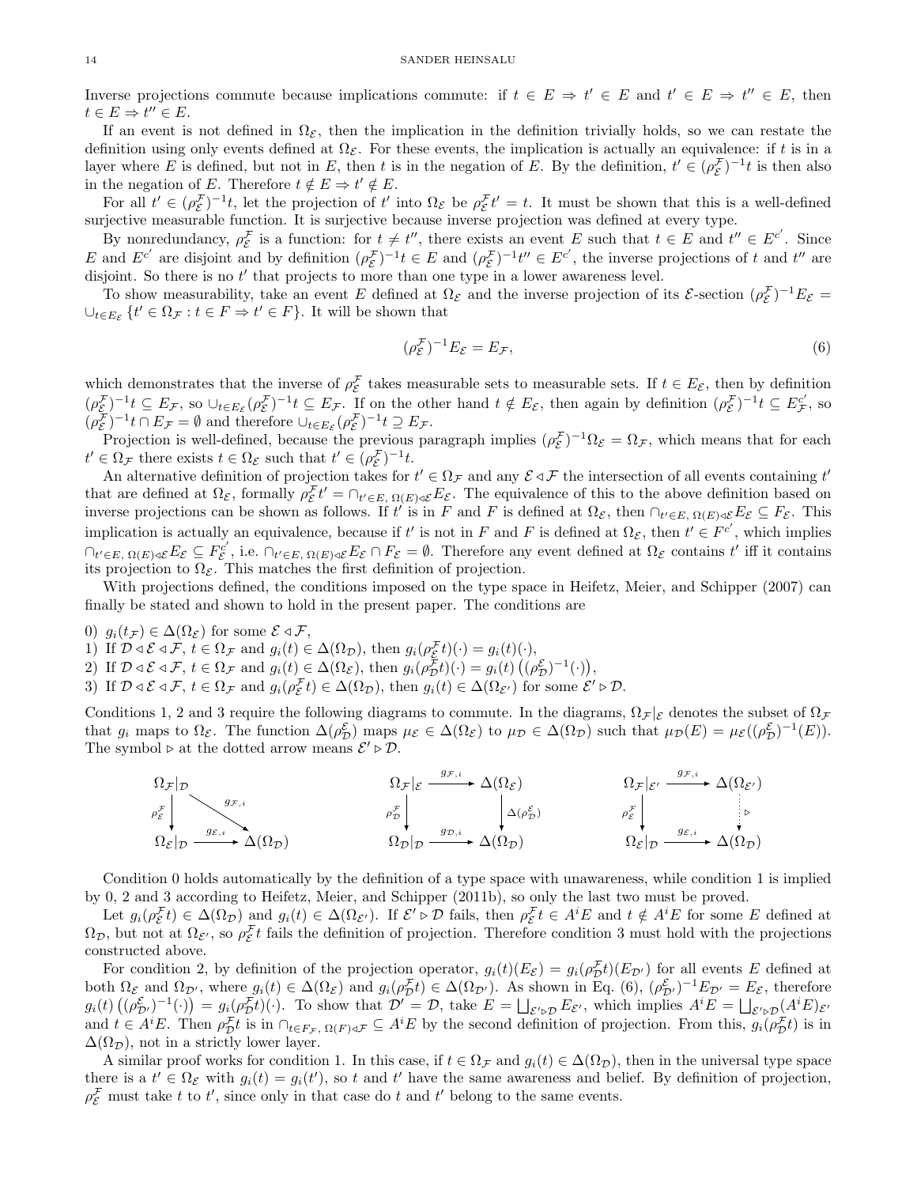Inverse projections commute because implications commute: if $t \in E \Rightarrow t' \in E$ and $t' \in E \Rightarrow t'' \in E$, then $t \in E \Rightarrow t'' \in E$.

If an event is not defined in $\Omega_{\mathcal{E}}$, then the implication in the definition trivially holds, so we can restate the definition using only events defined at $\Omega_{\mathcal{E}}$. For these events, the implication is actually an equivalence: if $t$ is in a layer where $E$ is defined, but not in $E$, then $t$ is in the negation of $E$. By the definition, $t' \in (\rho^{\mathcal{F}}_{\mathcal{E}})^{-1}t$ is then also in the negation of $E$. Therefore $t \notin E \Rightarrow t' \notin E$.

For all $t' \in (\rho^{\mathcal{F}}_{\mathcal{E}})^{-1}t$, let the projection of $t'$ into $\Omega_{\mathcal{E}}$ be $\rho^{\mathcal{F}}_{\mathcal{E}}t' = t$. It must be shown that this is a well-defined surjective measurable function. It is surjective because inverse projection was defined at every type.

By nonredundancy, $\rho^{\mathcal{F}}_{\mathcal{E}}$ is a function: for $t \neq t''$, there exists an event $E$ such that $t \in E$ and $t'' \in E^{c'}$. Since $E$ and $E^{c'}$ are disjoint and by definition $(\rho^{\mathcal{F}}_{\mathcal{E}})^{-1}t \in E$ and $(\rho^{\mathcal{F}}_{\mathcal{E}})^{-1}t'' \in E^{c'}$, the inverse projections of $t$ and $t''$ are disjoint. So there is no $t'$ that projects to more than one type in a lower awareness level.

To show measurability, take an event $E$ defined at $\Omega_{\mathcal{E}}$ and the inverse projection of its $\mathcal{E}$-section $(\rho^{\mathcal{F}}_{\mathcal{E}})^{-1}E_{\mathcal{E}} = \cup_{t\in E_{\mathcal{E}}} \{t' \in \Omega_{\mathcal{F}} : t \in F \Rightarrow t' \in F\}$. It will be shown that

$$(\rho^{\mathcal{F}}_{\mathcal{E}})^{-1}E_{\mathcal{E}} = E_{\mathcal{F}}, \tag{6}$$

which demonstrates that the inverse of $\rho^{\mathcal{F}}_{\mathcal{E}}$ takes measurable sets to measurable sets. If $t \in E_{\mathcal{E}}$, then by definition $(\rho^{\mathcal{F}}_{\mathcal{E}})^{-1}t \subseteq E_{\mathcal{F}}$, so $\cup_{t\in E_{\mathcal{E}}}(\rho^{\mathcal{F}}_{\mathcal{E}})^{-1}t \subseteq E_{\mathcal{F}}$. If on the other hand $t \notin E_{\mathcal{E}}$, then again by definition $(\rho^{\mathcal{F}}_{\mathcal{E}})^{-1}t \subseteq E^{c'}_{\mathcal{F}}$, so $(\rho^{\mathcal{F}}_{\mathcal{E}})^{-1}t \cap E_{\mathcal{F}} = \emptyset$ and therefore $\cup_{t\in E_{\mathcal{E}}}(\rho^{\mathcal{F}}_{\mathcal{E}})^{-1}t \supseteq E_{\mathcal{F}}$.

Projection is well-defined, because the previous paragraph implies $(\rho^{\mathcal{F}}_{\mathcal{E}})^{-1}\Omega_{\mathcal{E}} = \Omega_{\mathcal{F}}$, which means that for each $t' \in \Omega_{\mathcal{F}}$ there exists $t \in \Omega_{\mathcal{E}}$ such that $t' \in (\rho^{\mathcal{F}}_{\mathcal{E}})^{-1}t$.

An alternative definition of projection takes for $t' \in \Omega_{\mathcal{F}}$ and any $\mathcal{E} \lhd \mathcal{F}$ the intersection of all events containing $t'$ that are defined at $\Omega_{\mathcal{E}}$, formally $\rho^{\mathcal{F}}_{\mathcal{E}}t' = \cap_{t'\in E,\ \Omega(E)\lhd\mathcal{E}} E_{\mathcal{E}}$. The equivalence of this to the above definition based on inverse projections can be shown as follows. If $t'$ is in $F$ and $F$ is defined at $\Omega_{\mathcal{E}}$, then $\cap_{t'\in E,\ \Omega(E)\lhd\mathcal{E}} E_{\mathcal{E}} \subseteq F_{\mathcal{E}}$. This implication is actually an equivalence, because if $t'$ is not in $F$ and $F$ is defined at $\Omega_{\mathcal{E}}$, then $t' \in F^{c'}$, which implies $\cap_{t'\in E,\ \Omega(E)\lhd\mathcal{E}} E_{\mathcal{E}} \subseteq F^{c'}_{\mathcal{E}}$, i.e. $\cap_{t'\in E,\ \Omega(E)\lhd\mathcal{E}} E_{\mathcal{E}} \cap F_{\mathcal{E}} = \emptyset$. Therefore any event defined at $\Omega_{\mathcal{E}}$ contains $t'$ iff it contains its projection to $\Omega_{\mathcal{E}}$. This matches the first definition of projection.

With projections defined, the conditions imposed on the type space in Heifetz, Meier, and Schipper (2007) can finally be stated and shown to hold in the present paper. The conditions are

0) $g_i(t_{\mathcal{F}}) \in \Delta(\Omega_{\mathcal{E}})$ for some $\mathcal{E} \lhd \mathcal{F}$,
1) If $\mathcal{D} \lhd \mathcal{E} \lhd \mathcal{F}$, $t \in \Omega_{\mathcal{F}}$ and $g_i(t) \in \Delta(\Omega_{\mathcal{D}})$, then $g_i(\rho^{\mathcal{F}}_{\mathcal{E}}t)(\cdot) = g_i(t)(\cdot)$,
2) If $\mathcal{D} \lhd \mathcal{E} \lhd \mathcal{F}$, $t \in \Omega_{\mathcal{F}}$ and $g_i(t) \in \Delta(\Omega_{\mathcal{E}})$, then $g_i(\rho^{\mathcal{F}}_{\mathcal{D}}t)(\cdot) = g_i(t)\left((\rho^{\mathcal{E}}_{\mathcal{D}})^{-1}(\cdot)\right)$,
3) If $\mathcal{D} \lhd \mathcal{E} \lhd \mathcal{F}$, $t \in \Omega_{\mathcal{F}}$ and $g_i(\rho^{\mathcal{F}}_{\mathcal{E}}t) \in \Delta(\Omega_{\mathcal{D}})$, then $g_i(t) \in \Delta(\Omega_{\mathcal{E}'})$ for some $\mathcal{E}' \rhd \mathcal{D}$.

Conditions 1, 2 and 3 require the following diagrams to commute. In the diagrams, $\Omega_{\mathcal{F}}|_{\mathcal{E}}$ denotes the subset of $\Omega_{\mathcal{F}}$ that $g_i$ maps to $\Omega_{\mathcal{E}}$. The function $\Delta(\rho^{\mathcal{E}}_{\mathcal{D}})$ maps $\mu_{\mathcal{E}} \in \Delta(\Omega_{\mathcal{E}})$ to $\mu_{\mathcal{D}} \in \Delta(\Omega_{\mathcal{D}})$ such that $\mu_{\mathcal{D}}(E) = \mu_{\mathcal{E}}((\rho^{\mathcal{E}}_{\mathcal{D}})^{-1}(E))$. The symbol $\rhd$ at the dotted arrow means $\mathcal{E}' \rhd \mathcal{D}$.

$$\begin{array}{ccc}
\Omega_{\mathcal{F}}|_{\mathcal{D}} & \xrightarrow{\ g_{\mathcal{F},i}\ } & \Delta(\Omega_{\mathcal{D}}) \\
\downarrow \rho^{\mathcal{F}}_{\mathcal{E}} & \nearrow_{g_{\mathcal{E},i}} & \\
\Omega_{\mathcal{E}}|_{\mathcal{D}} & &
\end{array}
\qquad
\begin{array}{ccc}
\Omega_{\mathcal{F}}|_{\mathcal{E}} & \xrightarrow{\ g_{\mathcal{F},i}\ } & \Delta(\Omega_{\mathcal{E}}) \\
\downarrow \rho^{\mathcal{F}}_{\mathcal{D}} & & \downarrow \Delta(\rho^{\mathcal{E}}_{\mathcal{D}}) \\
\Omega_{\mathcal{D}}|_{\mathcal{D}} & \xrightarrow{\ g_{\mathcal{D},i}\ } & \Delta(\Omega_{\mathcal{D}})
\end{array}
\qquad
\begin{array}{ccc}
\Omega_{\mathcal{F}}|_{\mathcal{E}'} & \xrightarrow{\ g_{\mathcal{F},i}\ } & \Delta(\Omega_{\mathcal{E}'}) \\
\downarrow \rho^{\mathcal{F}}_{\mathcal{E}} & & \vdots \rhd \\
\Omega_{\mathcal{E}}|_{\mathcal{D}} & \xrightarrow{\ g_{\mathcal{E},i}\ } & \Delta(\Omega_{\mathcal{D}})
\end{array}$$

Condition 0 holds automatically by the definition of a type space with unawareness, while condition 1 is implied by 0, 2 and 3 according to Heifetz, Meier, and Schipper (2011b), so only the last two must be proved.

Let $g_i(\rho^{\mathcal{F}}_{\mathcal{E}}t) \in \Delta(\Omega_{\mathcal{D}})$ and $g_i(t) \in \Delta(\Omega_{\mathcal{E}'})$. If $\mathcal{E}' \rhd \mathcal{D}$ fails, then $\rho^{\mathcal{F}}_{\mathcal{E}}t \in A^iE$ and $t \notin A^iE$ for some $E$ defined at $\Omega_{\mathcal{D}}$, but not at $\Omega_{\mathcal{E}'}$, so $\rho^{\mathcal{F}}_{\mathcal{E}}t$ fails the definition of projection. Therefore condition 3 must hold with the projections constructed above.

For condition 2, by definition of the projection operator, $g_i(t)(E_{\mathcal{E}}) = g_i(\rho^{\mathcal{F}}_{\mathcal{D}}t)(E_{\mathcal{D}'})$ for all events $E$ defined at both $\Omega_{\mathcal{E}}$ and $\Omega_{\mathcal{D}'}$, where $g_i(t) \in \Delta(\Omega_{\mathcal{E}})$ and $g_i(\rho^{\mathcal{F}}_{\mathcal{D}}t) \in \Delta(\Omega_{\mathcal{D}'})$. As shown in Eq. (6), $(\rho^{\mathcal{E}}_{\mathcal{D}'})^{-1}E_{\mathcal{D}'} = E_{\mathcal{E}}$, therefore $g_i(t)\left((\rho^{\mathcal{E}}_{\mathcal{D}'})^{-1}(\cdot)\right) = g_i(\rho^{\mathcal{F}}_{\mathcal{D}}t)(\cdot)$. To show that $\mathcal{D}' = \mathcal{D}$, take $E = \bigsqcup_{\mathcal{E}'\rhd\mathcal{D}} E_{\mathcal{E}'}$, which implies $A^iE = \bigsqcup_{\mathcal{E}'\rhd\mathcal{D}}(A^iE)_{\mathcal{E}'}$ and $t \in A^iE$. Then $\rho^{\mathcal{F}}_{\mathcal{D}}t$ is in $\cap_{t\in F_{\mathcal{F}},\ \Omega(F)\lhd\mathcal{F}} \subseteq A^iE$ by the second definition of projection. From this, $g_i(\rho^{\mathcal{F}}_{\mathcal{D}}t)$ is in $\Delta(\Omega_{\mathcal{D}})$, not in a strictly lower layer.

A similar proof works for condition 1. In this case, if $t \in \Omega_{\mathcal{F}}$ and $g_i(t) \in \Delta(\Omega_{\mathcal{D}})$, then in the universal type space there is a $t' \in \Omega_{\mathcal{E}}$ with $g_i(t) = g_i(t')$, so $t$ and $t'$ have the same awareness and belief. By definition of projection, $\rho^{\mathcal{F}}_{\mathcal{E}}$ must take $t$ to $t'$, since only in that case do $t$ and $t'$ belong to the same events.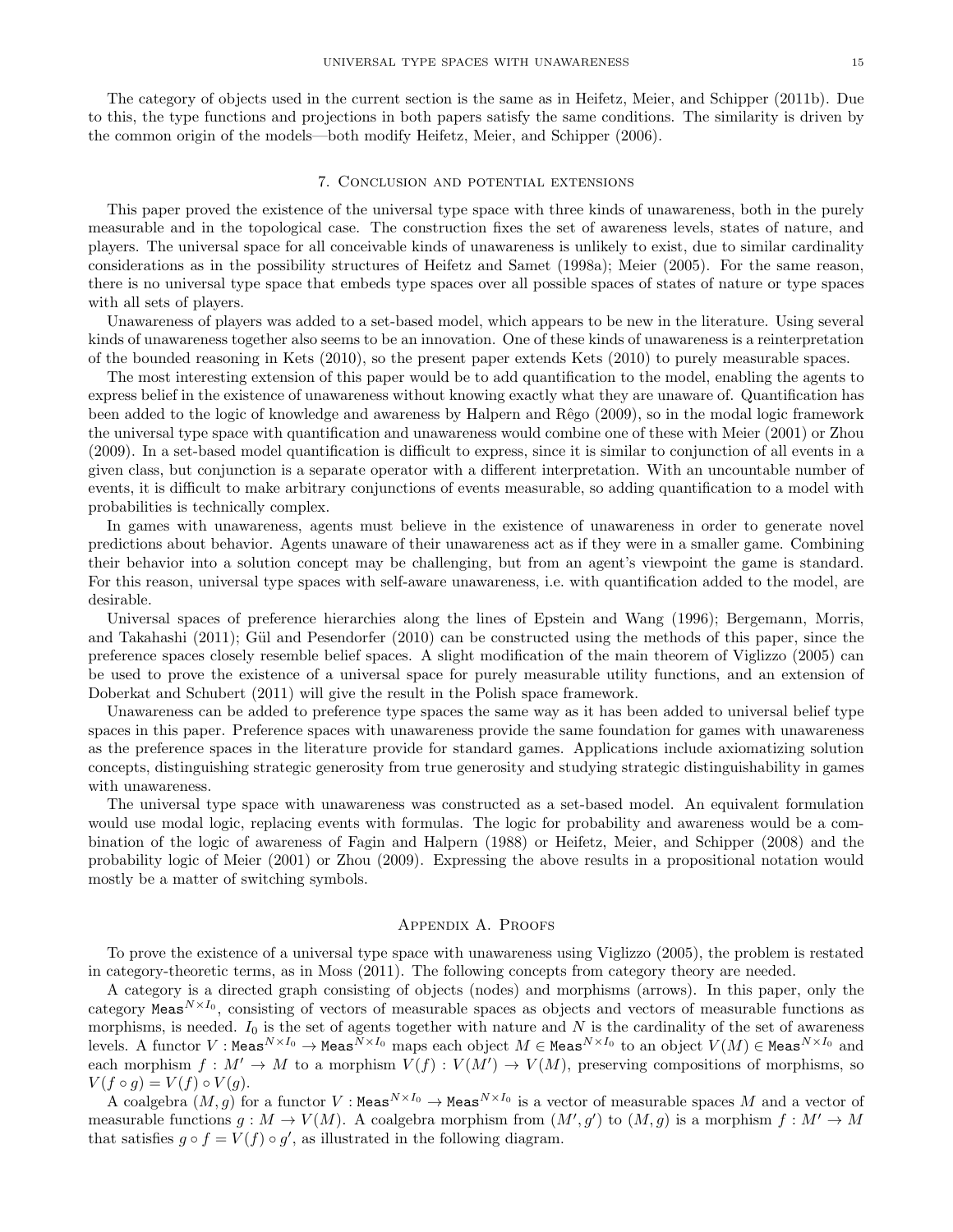The category of objects used in the current section is the same as in Heifetz, Meier, and Schipper (2011b). Due to this, the type functions and projections in both papers satisfy the same conditions. The similarity is driven by the common origin of the models—both modify Heifetz, Meier, and Schipper (2006).

## 7. Conclusion and potential extensions

This paper proved the existence of the universal type space with three kinds of unawareness, both in the purely measurable and in the topological case. The construction fixes the set of awareness levels, states of nature, and players. The universal space for all conceivable kinds of unawareness is unlikely to exist, due to similar cardinality considerations as in the possibility structures of Heifetz and Samet (1998a); Meier (2005). For the same reason, there is no universal type space that embeds type spaces over all possible spaces of states of nature or type spaces with all sets of players.

Unawareness of players was added to a set-based model, which appears to be new in the literature. Using several kinds of unawareness together also seems to be an innovation. One of these kinds of unawareness is a reinterpretation of the bounded reasoning in Kets (2010), so the present paper extends Kets (2010) to purely measurable spaces.

The most interesting extension of this paper would be to add quantification to the model, enabling the agents to express belief in the existence of unawareness without knowing exactly what they are unaware of. Quantification has been added to the logic of knowledge and awareness by Halpern and Rêgo (2009), so in the modal logic framework the universal type space with quantification and unawareness would combine one of these with Meier (2001) or Zhou (2009). In a set-based model quantification is difficult to express, since it is similar to conjunction of all events in a given class, but conjunction is a separate operator with a different interpretation. With an uncountable number of events, it is difficult to make arbitrary conjunctions of events measurable, so adding quantification to a model with probabilities is technically complex.

In games with unawareness, agents must believe in the existence of unawareness in order to generate novel predictions about behavior. Agents unaware of their unawareness act as if they were in a smaller game. Combining their behavior into a solution concept may be challenging, but from an agent's viewpoint the game is standard. For this reason, universal type spaces with self-aware unawareness, i.e. with quantification added to the model, are desirable.

Universal spaces of preference hierarchies along the lines of Epstein and Wang (1996); Bergemann, Morris, and Takahashi (2011); Gül and Pesendorfer (2010) can be constructed using the methods of this paper, since the preference spaces closely resemble belief spaces. A slight modification of the main theorem of Viglizzo (2005) can be used to prove the existence of a universal space for purely measurable utility functions, and an extension of Doberkat and Schubert (2011) will give the result in the Polish space framework.

Unawareness can be added to preference type spaces the same way as it has been added to universal belief type spaces in this paper. Preference spaces with unawareness provide the same foundation for games with unawareness as the preference spaces in the literature provide for standard games. Applications include axiomatizing solution concepts, distinguishing strategic generosity from true generosity and studying strategic distinguishability in games with unawareness.

The universal type space with unawareness was constructed as a set-based model. An equivalent formulation would use modal logic, replacing events with formulas. The logic for probability and awareness would be a combination of the logic of awareness of Fagin and Halpern (1988) or Heifetz, Meier, and Schipper (2008) and the probability logic of Meier (2001) or Zhou (2009). Expressing the above results in a propositional notation would mostly be a matter of switching symbols.

## Appendix A. Proofs

To prove the existence of a universal type space with unawareness using Viglizzo (2005), the problem is restated in category-theoretic terms, as in Moss (2011). The following concepts from category theory are needed.

A category is a directed graph consisting of objects (nodes) and morphisms (arrows). In this paper, only the category $\mathtt{Meas}^{N\times I_0}$, consisting of vectors of measurable spaces as objects and vectors of measurable functions as morphisms, is needed. $I_0$ is the set of agents together with nature and $N$ is the cardinality of the set of awareness levels. A functor $V : \mathtt{Meas}^{N\times I_0} \to \mathtt{Meas}^{N\times I_0}$ maps each object $M \in \mathtt{Meas}^{N\times I_0}$ to an object $V(M) \in \mathtt{Meas}^{N\times I_0}$ and each morphism $f : M' \to M$ to a morphism $V(f) : V(M') \to V(M)$, preserving compositions of morphisms, so $V(f \circ g) = V(f) \circ V(g)$.

A coalgebra $(M, g)$ for a functor $V : \mathtt{Meas}^{N\times I_0} \to \mathtt{Meas}^{N\times I_0}$ is a vector of measurable spaces $M$ and a vector of measurable functions $g : M \to V(M)$. A coalgebra morphism from $(M', g')$ to $(M, g)$ is a morphism $f : M' \to M$ that satisfies $g \circ f = V(f) \circ g'$, as illustrated in the following diagram.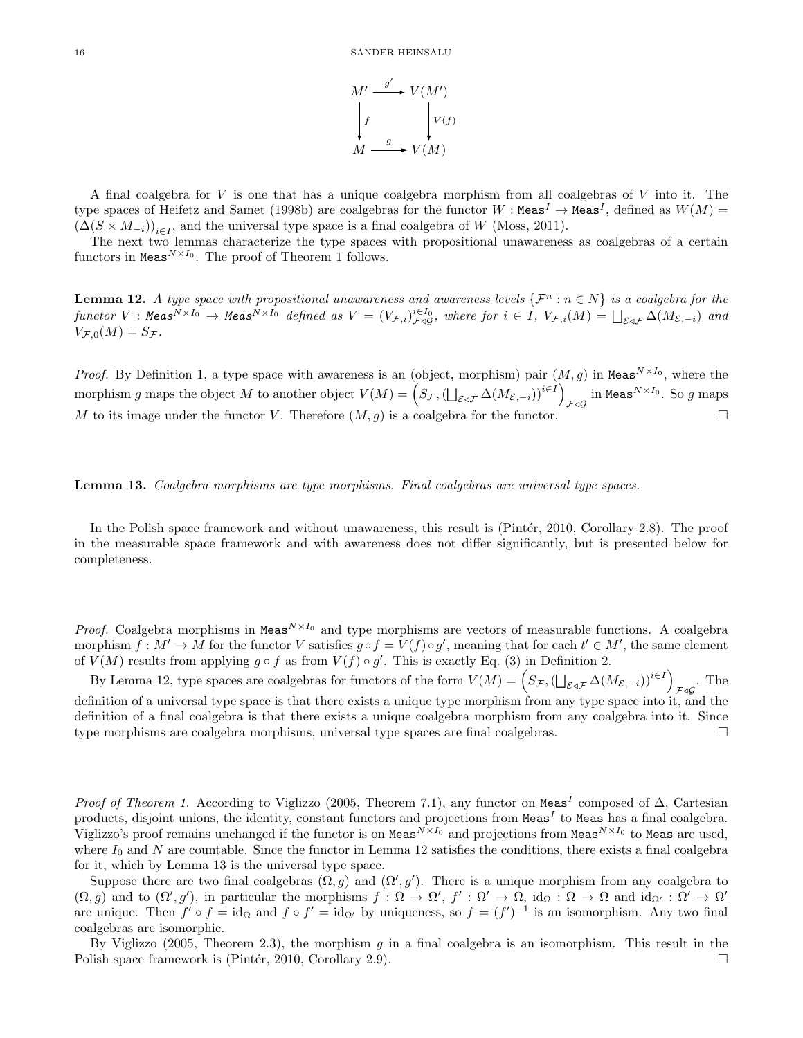$$
\begin{array}{ccc}
M' & \xrightarrow{g'} & V(M') \\
\Big\downarrow f & & \Big\downarrow V(f) \\
M & \xrightarrow{g} & V(M)
\end{array}
$$

A final coalgebra for $V$ is one that has a unique coalgebra morphism from all coalgebras of $V$ into it. The type spaces of Heifetz and Samet (1998b) are coalgebras for the functor $W : \mathtt{Meas}^I \to \mathtt{Meas}^I$, defined as $W(M) = (\Delta(S \times M_{-i}))_{i \in I}$, and the universal type space is a final coalgebra of $W$ (Moss, 2011).

The next two lemmas characterize the type spaces with propositional unawareness as coalgebras of a certain functors in $\mathtt{Meas}^{N \times I_0}$. The proof of Theorem 1 follows.

**Lemma 12.** *A type space with propositional unawareness and awareness levels $\{\mathcal{F}^n : n \in N\}$ is a coalgebra for the functor $V : \mathtt{Meas}^{N \times I_0} \to \mathtt{Meas}^{N \times I_0}$ defined as $V = (V_{\mathcal{F},i})^{i \in I_0}_{\mathcal{F} \triangleleft \mathcal{G}}$, where for $i \in I$, $V_{\mathcal{F},i}(M) = \bigsqcup_{\mathcal{E} \triangleleft \mathcal{F}} \Delta(M_{\mathcal{E},-i})$ and $V_{\mathcal{F},0}(M) = S_{\mathcal{F}}$.*

*Proof.* By Definition 1, a type space with awareness is an (object, morphism) pair $(M, g)$ in $\mathtt{Meas}^{N \times I_0}$, where the morphism $g$ maps the object $M$ to another object $V(M) = \left(S_{\mathcal{F}}, (\bigsqcup_{\mathcal{E} \triangleleft \mathcal{F}} \Delta(M_{\mathcal{E},-i}))^{i \in I}\right)_{\mathcal{F} \triangleleft \mathcal{G}}$ in $\mathtt{Meas}^{N \times I_0}$. So $g$ maps $M$ to its image under the functor $V$. Therefore $(M, g)$ is a coalgebra for the functor. $\square$

**Lemma 13.** *Coalgebra morphisms are type morphisms. Final coalgebras are universal type spaces.*

In the Polish space framework and without unawareness, this result is (Pintér, 2010, Corollary 2.8). The proof in the measurable space framework and with awareness does not differ significantly, but is presented below for completeness.

*Proof.* Coalgebra morphisms in $\mathtt{Meas}^{N \times I_0}$ and type morphisms are vectors of measurable functions. A coalgebra morphism $f : M' \to M$ for the functor $V$ satisfies $g \circ f = V(f) \circ g'$, meaning that for each $t' \in M'$, the same element of $V(M)$ results from applying $g \circ f$ as from $V(f) \circ g'$. This is exactly Eq. (3) in Definition 2.

By Lemma 12, type spaces are coalgebras for functors of the form $V(M) = \left(S_{\mathcal{F}}, (\bigsqcup_{\mathcal{E} \triangleleft \mathcal{F}} \Delta(M_{\mathcal{E},-i}))^{i \in I}\right)_{\mathcal{F} \triangleleft \mathcal{G}}$. The definition of a universal type space is that there exists a unique type morphism from any type space into it, and the definition of a final coalgebra is that there exists a unique coalgebra morphism from any coalgebra into it. Since type morphisms are coalgebra morphisms, universal type spaces are final coalgebras. $\square$

*Proof of Theorem 1.* According to Viglizzo (2005, Theorem 7.1), any functor on $\mathtt{Meas}^I$ composed of $\Delta$, Cartesian products, disjoint unions, the identity, constant functors and projections from $\mathtt{Meas}^I$ to $\mathtt{Meas}$ has a final coalgebra. Viglizzo's proof remains unchanged if the functor is on $\mathtt{Meas}^{N \times I_0}$ and projections from $\mathtt{Meas}^{N \times I_0}$ to $\mathtt{Meas}$ are used, where $I_0$ and $N$ are countable. Since the functor in Lemma 12 satisfies the conditions, there exists a final coalgebra for it, which by Lemma 13 is the universal type space.

Suppose there are two final coalgebras $(\Omega, g)$ and $(\Omega', g')$. There is a unique morphism from any coalgebra to $(\Omega, g)$ and to $(\Omega', g')$, in particular the morphisms $f : \Omega \to \Omega'$, $f' : \Omega' \to \Omega$, $\mathrm{id}_\Omega : \Omega \to \Omega$ and $\mathrm{id}_{\Omega'} : \Omega' \to \Omega'$ are unique. Then $f' \circ f = \mathrm{id}_\Omega$ and $f \circ f' = \mathrm{id}_{\Omega'}$ by uniqueness, so $f = (f')^{-1}$ is an isomorphism. Any two final coalgebras are isomorphic.

By Viglizzo (2005, Theorem 2.3), the morphism $g$ in a final coalgebra is an isomorphism. This result in the Polish space framework is (Pintér, 2010, Corollary 2.9). $\square$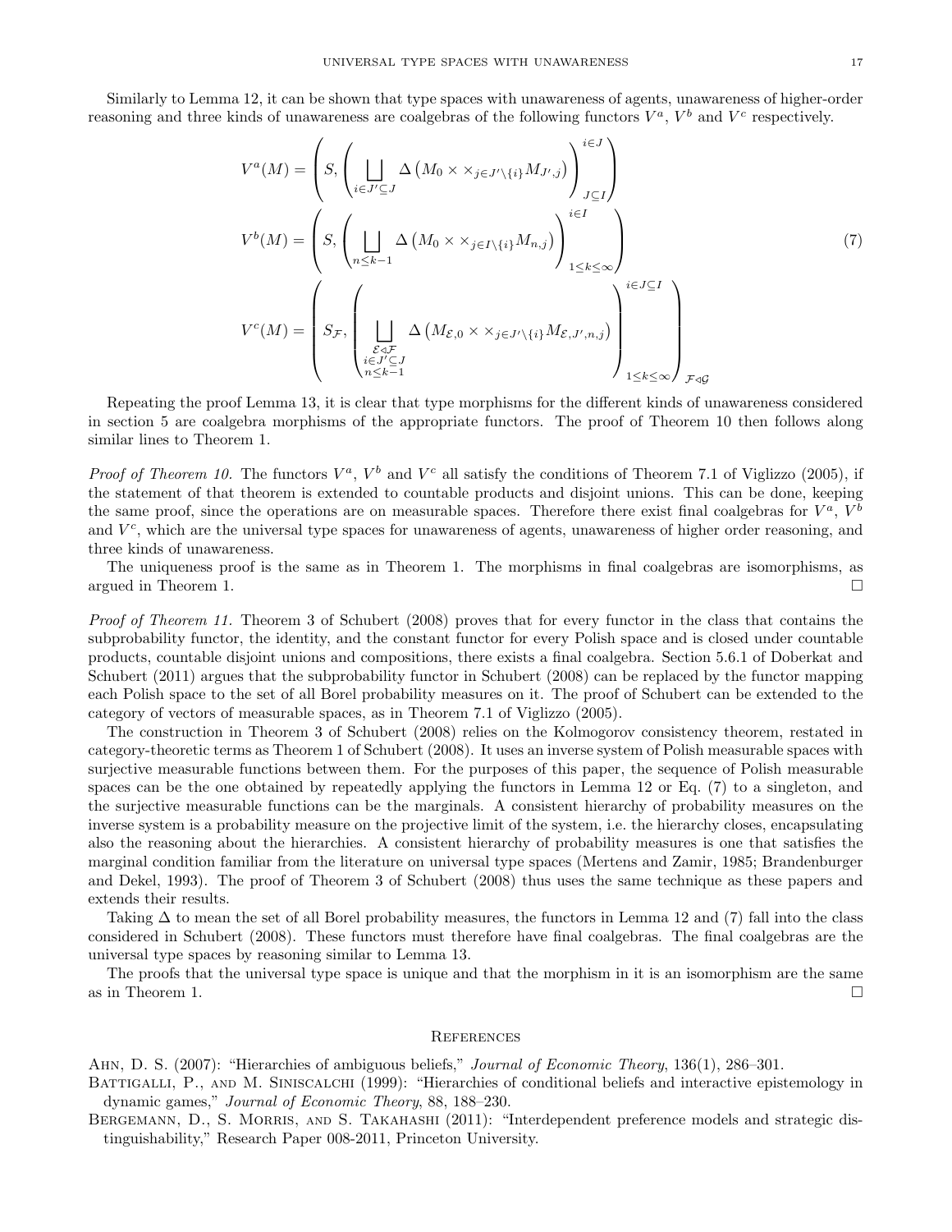Similarly to Lemma 12, it can be shown that type spaces with unawareness of agents, unawareness of higher-order reasoning and three kinds of unawareness are coalgebras of the following functors $V^a$, $V^b$ and $V^c$ respectively.

$$
\begin{aligned}
V^a(M) &= \left(S, \left(\bigsqcup_{i\in J'\subseteq J} \Delta\left(M_0 \times \times_{j\in J'\setminus\{i\}} M_{J',j}\right)\right)^{i\in J}_{J\subseteq I}\right) \\
V^b(M) &= \left(S, \left(\bigsqcup_{n\leq k-1} \Delta\left(M_0 \times \times_{j\in I\setminus\{i\}} M_{n,j}\right)\right)^{i\in I}_{1\leq k\leq\infty}\right) \\
V^c(M) &= \left(S_{\mathcal{F}}, \left(\bigsqcup_{\substack{\mathcal{E}\lhd\mathcal{F}\\ i\in J'\subseteq J\\ n\leq k-1}} \Delta\left(M_{\mathcal{E},0} \times \times_{j\in J'\setminus\{i\}} M_{\mathcal{E},J',n,j}\right)\right)^{i\in J\subseteq I}_{1\leq k\leq\infty}\right)_{\mathcal{F}\lhd\mathcal{G}}
\end{aligned}
\tag{7}
$$

Repeating the proof Lemma 13, it is clear that type morphisms for the different kinds of unawareness considered in section 5 are coalgebra morphisms of the appropriate functors. The proof of Theorem 10 then follows along similar lines to Theorem 1.

*Proof of Theorem 10.* The functors $V^a$, $V^b$ and $V^c$ all satisfy the conditions of Theorem 7.1 of Viglizzo (2005), if the statement of that theorem is extended to countable products and disjoint unions. This can be done, keeping the same proof, since the operations are on measurable spaces. Therefore there exist final coalgebras for $V^a$, $V^b$ and $V^c$, which are the universal type spaces for unawareness of agents, unawareness of higher order reasoning, and three kinds of unawareness.

The uniqueness proof is the same as in Theorem 1. The morphisms in final coalgebras are isomorphisms, as argued in Theorem 1. □

*Proof of Theorem 11.* Theorem 3 of Schubert (2008) proves that for every functor in the class that contains the subprobability functor, the identity, and the constant functor for every Polish space and is closed under countable products, countable disjoint unions and compositions, there exists a final coalgebra. Section 5.6.1 of Doberkat and Schubert (2011) argues that the subprobability functor in Schubert (2008) can be replaced by the functor mapping each Polish space to the set of all Borel probability measures on it. The proof of Schubert can be extended to the category of vectors of measurable spaces, as in Theorem 7.1 of Viglizzo (2005).

The construction in Theorem 3 of Schubert (2008) relies on the Kolmogorov consistency theorem, restated in category-theoretic terms as Theorem 1 of Schubert (2008). It uses an inverse system of Polish measurable spaces with surjective measurable functions between them. For the purposes of this paper, the sequence of Polish measurable spaces can be the one obtained by repeatedly applying the functors in Lemma 12 or Eq. (7) to a singleton, and the surjective measurable functions can be the marginals. A consistent hierarchy of probability measures on the inverse system is a probability measure on the projective limit of the system, i.e. the hierarchy closes, encapsulating also the reasoning about the hierarchies. A consistent hierarchy of probability measures is one that satisfies the marginal condition familiar from the literature on universal type spaces (Mertens and Zamir, 1985; Brandenburger and Dekel, 1993). The proof of Theorem 3 of Schubert (2008) thus uses the same technique as these papers and extends their results.

Taking $\Delta$ to mean the set of all Borel probability measures, the functors in Lemma 12 and (7) fall into the class considered in Schubert (2008). These functors must therefore have final coalgebras. The final coalgebras are the universal type spaces by reasoning similar to Lemma 13.

The proofs that the universal type space is unique and that the morphism in it is an isomorphism are the same as in Theorem 1. □

## References

Ahn, D. S. (2007): "Hierarchies of ambiguous beliefs," *Journal of Economic Theory*, 136(1), 286–301.

Battigalli, P., and M. Siniscalchi (1999): "Hierarchies of conditional beliefs and interactive epistemology in dynamic games," *Journal of Economic Theory*, 88, 188–230.

Bergemann, D., S. Morris, and S. Takahashi (2011): "Interdependent preference models and strategic distinguishability," Research Paper 008-2011, Princeton University.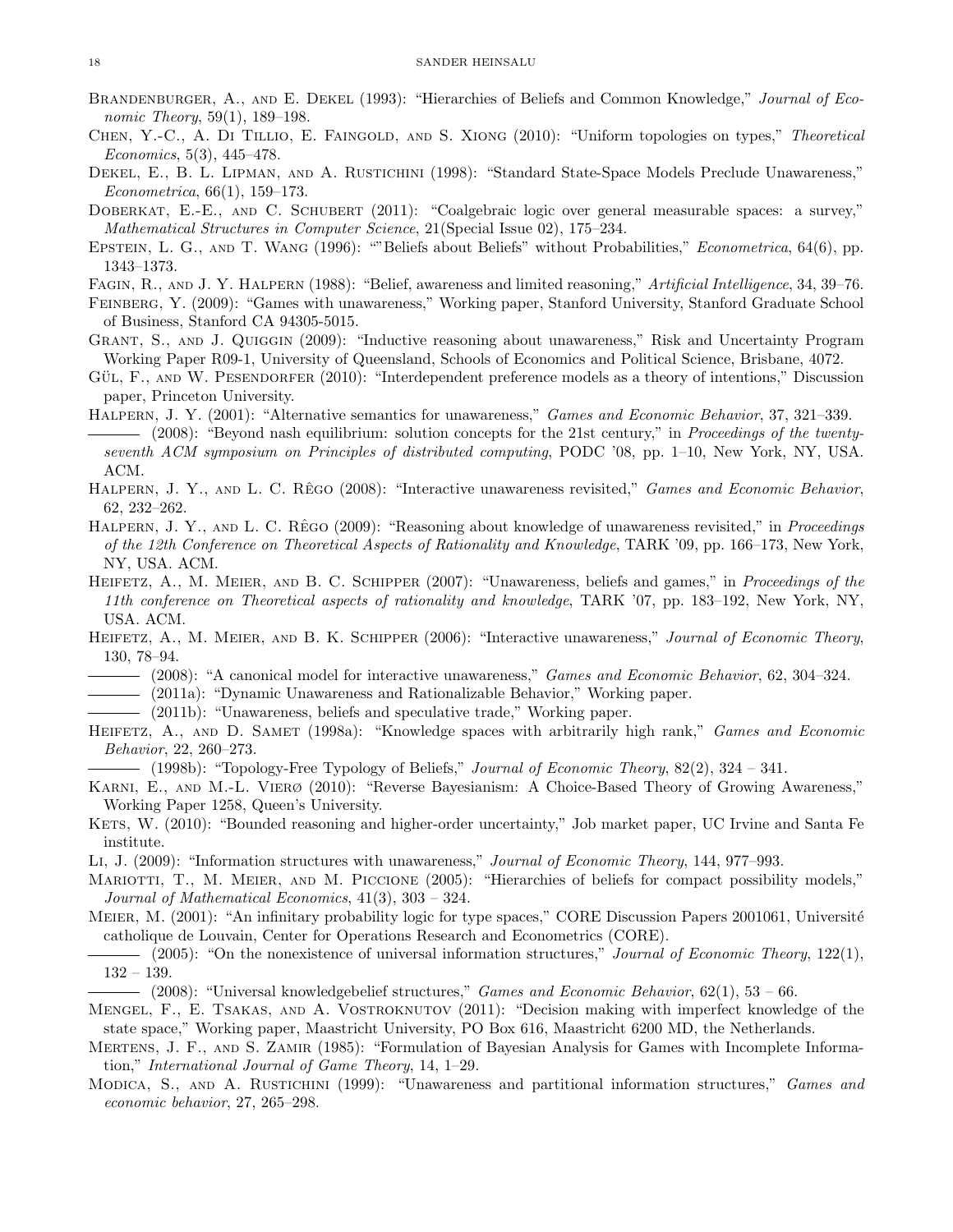Brandenburger, A., and E. Dekel (1993): "Hierarchies of Beliefs and Common Knowledge," *Journal of Economic Theory*, 59(1), 189–198.

Chen, Y.-C., A. Di Tillio, E. Faingold, and S. Xiong (2010): "Uniform topologies on types," *Theoretical Economics*, 5(3), 445–478.

Dekel, E., B. L. Lipman, and A. Rustichini (1998): "Standard State-Space Models Preclude Unawareness," *Econometrica*, 66(1), 159–173.

Doberkat, E.-E., and C. Schubert (2011): "Coalgebraic logic over general measurable spaces: a survey," *Mathematical Structures in Computer Science*, 21(Special Issue 02), 175–234.

Epstein, L. G., and T. Wang (1996): ""Beliefs about Beliefs" without Probabilities," *Econometrica*, 64(6), pp. 1343–1373.

Fagin, R., and J. Y. Halpern (1988): "Belief, awareness and limited reasoning," *Artificial Intelligence*, 34, 39–76.

Feinberg, Y. (2009): "Games with unawareness," Working paper, Stanford University, Stanford Graduate School of Business, Stanford CA 94305-5015.

Grant, S., and J. Quiggin (2009): "Inductive reasoning about unawareness," Risk and Uncertainty Program Working Paper R09-1, University of Queensland, Schools of Economics and Political Science, Brisbane, 4072.

Gül, F., and W. Pesendorfer (2010): "Interdependent preference models as a theory of intentions," Discussion paper, Princeton University.

Halpern, J. Y. (2001): "Alternative semantics for unawareness," *Games and Economic Behavior*, 37, 321–339.

——— (2008): "Beyond nash equilibrium: solution concepts for the 21st century," in *Proceedings of the twenty-seventh ACM symposium on Principles of distributed computing*, PODC '08, pp. 1–10, New York, NY, USA. ACM.

Halpern, J. Y., and L. C. Rêgo (2008): "Interactive unawareness revisited," *Games and Economic Behavior*, 62, 232–262.

Halpern, J. Y., and L. C. Rêgo (2009): "Reasoning about knowledge of unawareness revisited," in *Proceedings of the 12th Conference on Theoretical Aspects of Rationality and Knowledge*, TARK '09, pp. 166–173, New York, NY, USA. ACM.

Heifetz, A., M. Meier, and B. C. Schipper (2007): "Unawareness, beliefs and games," in *Proceedings of the 11th conference on Theoretical aspects of rationality and knowledge*, TARK '07, pp. 183–192, New York, NY, USA. ACM.

Heifetz, A., M. Meier, and B. K. Schipper (2006): "Interactive unawareness," *Journal of Economic Theory*, 130, 78–94.

——— (2008): "A canonical model for interactive unawareness," *Games and Economic Behavior*, 62, 304–324.

——— (2011a): "Dynamic Unawareness and Rationalizable Behavior," Working paper.

——— (2011b): "Unawareness, beliefs and speculative trade," Working paper.

Heifetz, A., and D. Samet (1998a): "Knowledge spaces with arbitrarily high rank," *Games and Economic Behavior*, 22, 260–273.

——— (1998b): "Topology-Free Typology of Beliefs," *Journal of Economic Theory*, 82(2), 324 – 341.

Karni, E., and M.-L. Vierø (2010): "Reverse Bayesianism: A Choice-Based Theory of Growing Awareness," Working Paper 1258, Queen's University.

Kets, W. (2010): "Bounded reasoning and higher-order uncertainty," Job market paper, UC Irvine and Santa Fe institute.

Li, J. (2009): "Information structures with unawareness," *Journal of Economic Theory*, 144, 977–993.

Mariotti, T., M. Meier, and M. Piccione (2005): "Hierarchies of beliefs for compact possibility models," *Journal of Mathematical Economics*, 41(3), 303 – 324.

Meier, M. (2001): "An infinitary probability logic for type spaces," CORE Discussion Papers 2001061, Université catholique de Louvain, Center for Operations Research and Econometrics (CORE).

——— (2005): "On the nonexistence of universal information structures," *Journal of Economic Theory*, 122(1), 132 – 139.

——— (2008): "Universal knowledgebelief structures," *Games and Economic Behavior*, 62(1), 53 – 66.

Mengel, F., E. Tsakas, and A. Vostroknutov (2011): "Decision making with imperfect knowledge of the state space," Working paper, Maastricht University, PO Box 616, Maastricht 6200 MD, the Netherlands.

Mertens, J. F., and S. Zamir (1985): "Formulation of Bayesian Analysis for Games with Incomplete Information," *International Journal of Game Theory*, 14, 1–29.

Modica, S., and A. Rustichini (1999): "Unawareness and partitional information structures," *Games and economic behavior*, 27, 265–298.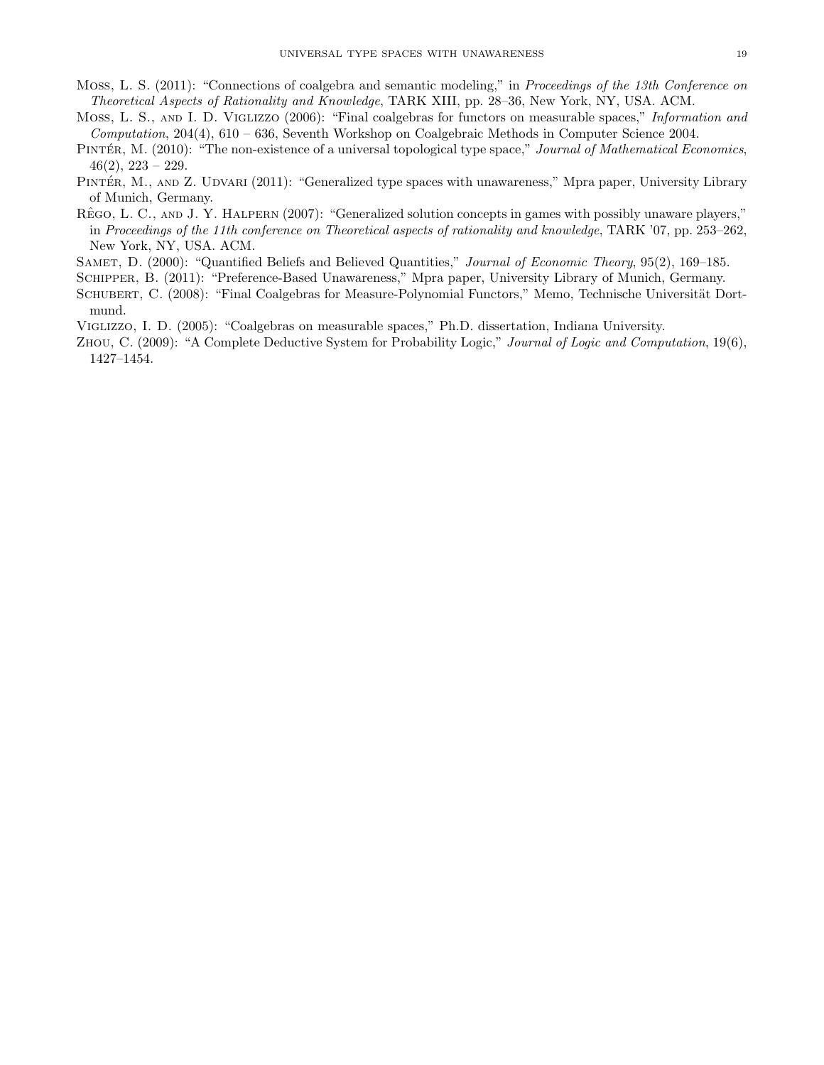Moss, L. S. (2011): "Connections of coalgebra and semantic modeling," in *Proceedings of the 13th Conference on Theoretical Aspects of Rationality and Knowledge*, TARK XIII, pp. 28–36, New York, NY, USA. ACM.

Moss, L. S., and I. D. Viglizzo (2006): "Final coalgebras for functors on measurable spaces," *Information and Computation*, 204(4), 610 – 636, Seventh Workshop on Coalgebraic Methods in Computer Science 2004.

Pintér, M. (2010): "The non-existence of a universal topological type space," *Journal of Mathematical Economics*, 46(2), 223 – 229.

Pintér, M., and Z. Udvari (2011): "Generalized type spaces with unawareness," Mpra paper, University Library of Munich, Germany.

Rêgo, L. C., and J. Y. Halpern (2007): "Generalized solution concepts in games with possibly unaware players," in *Proceedings of the 11th conference on Theoretical aspects of rationality and knowledge*, TARK '07, pp. 253–262, New York, NY, USA. ACM.

Samet, D. (2000): "Quantified Beliefs and Believed Quantities," *Journal of Economic Theory*, 95(2), 169–185.

Schipper, B. (2011): "Preference-Based Unawareness," Mpra paper, University Library of Munich, Germany.

Schubert, C. (2008): "Final Coalgebras for Measure-Polynomial Functors," Memo, Technische Universität Dortmund.

Viglizzo, I. D. (2005): "Coalgebras on measurable spaces," Ph.D. dissertation, Indiana University.

Zhou, C. (2009): "A Complete Deductive System for Probability Logic," *Journal of Logic and Computation*, 19(6), 1427–1454.